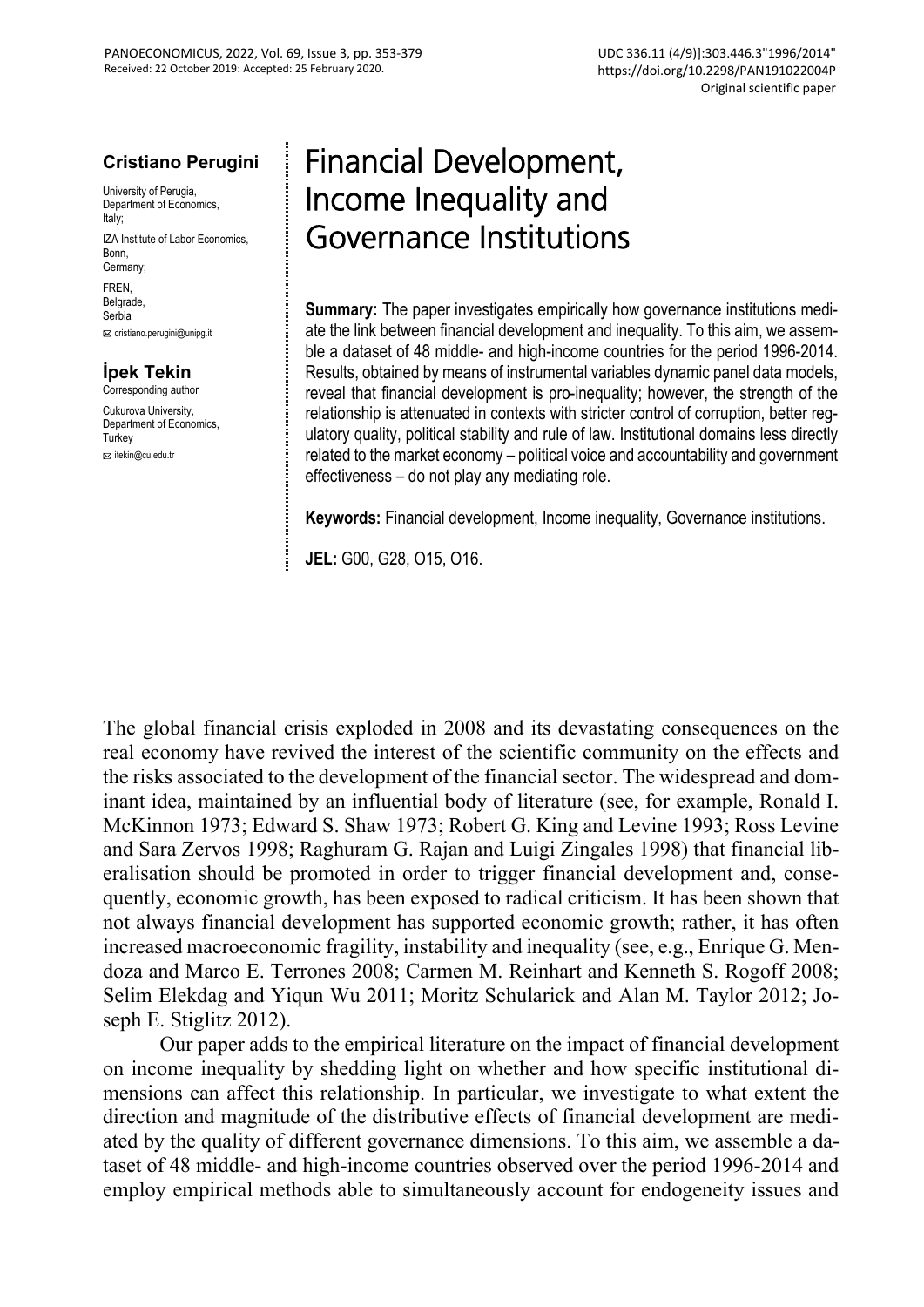PANOECONOMICUS, 2022, Vol. 69, Issue 3, pp. 353-379
Received: 22 October 2019: Accepted: 25 February 2020.

UDC 336.11 (4/9)]:303.446.3"1996/2014"
https://doi.org/10.2298/PAN191022004P
Original scientific paper

**Cristiano Perugini**

University of Perugia, Department of Economics, Italy;

IZA Institute of Labor Economics, Bonn, Germany;

FREN, Belgrade, Serbia

cristiano.perugini@unipg.it

**İpek Tekin**

Corresponding author

Cukurova University, Department of Economics, Turkey

itekin@cu.edu.tr

# Financial Development, Income Inequality and Governance Institutions

**Summary:** The paper investigates empirically how governance institutions mediate the link between financial development and inequality. To this aim, we assemble a dataset of 48 middle- and high-income countries for the period 1996-2014. Results, obtained by means of instrumental variables dynamic panel data models, reveal that financial development is pro-inequality; however, the strength of the relationship is attenuated in contexts with stricter control of corruption, better regulatory quality, political stability and rule of law. Institutional domains less directly related to the market economy – political voice and accountability and government effectiveness – do not play any mediating role.

**Keywords:** Financial development, Income inequality, Governance institutions.

**JEL:** G00, G28, O15, O16.

The global financial crisis exploded in 2008 and its devastating consequences on the real economy have revived the interest of the scientific community on the effects and the risks associated to the development of the financial sector. The widespread and dominant idea, maintained by an influential body of literature (see, for example, Ronald I. McKinnon 1973; Edward S. Shaw 1973; Robert G. King and Levine 1993; Ross Levine and Sara Zervos 1998; Raghuram G. Rajan and Luigi Zingales 1998) that financial liberalisation should be promoted in order to trigger financial development and, consequently, economic growth, has been exposed to radical criticism. It has been shown that not always financial development has supported economic growth; rather, it has often increased macroeconomic fragility, instability and inequality (see, e.g., Enrique G. Mendoza and Marco E. Terrones 2008; Carmen M. Reinhart and Kenneth S. Rogoff 2008; Selim Elekdag and Yiqun Wu 2011; Moritz Schularick and Alan M. Taylor 2012; Joseph E. Stiglitz 2012).

Our paper adds to the empirical literature on the impact of financial development on income inequality by shedding light on whether and how specific institutional dimensions can affect this relationship. In particular, we investigate to what extent the direction and magnitude of the distributive effects of financial development are mediated by the quality of different governance dimensions. To this aim, we assemble a dataset of 48 middle- and high-income countries observed over the period 1996-2014 and employ empirical methods able to simultaneously account for endogeneity issues and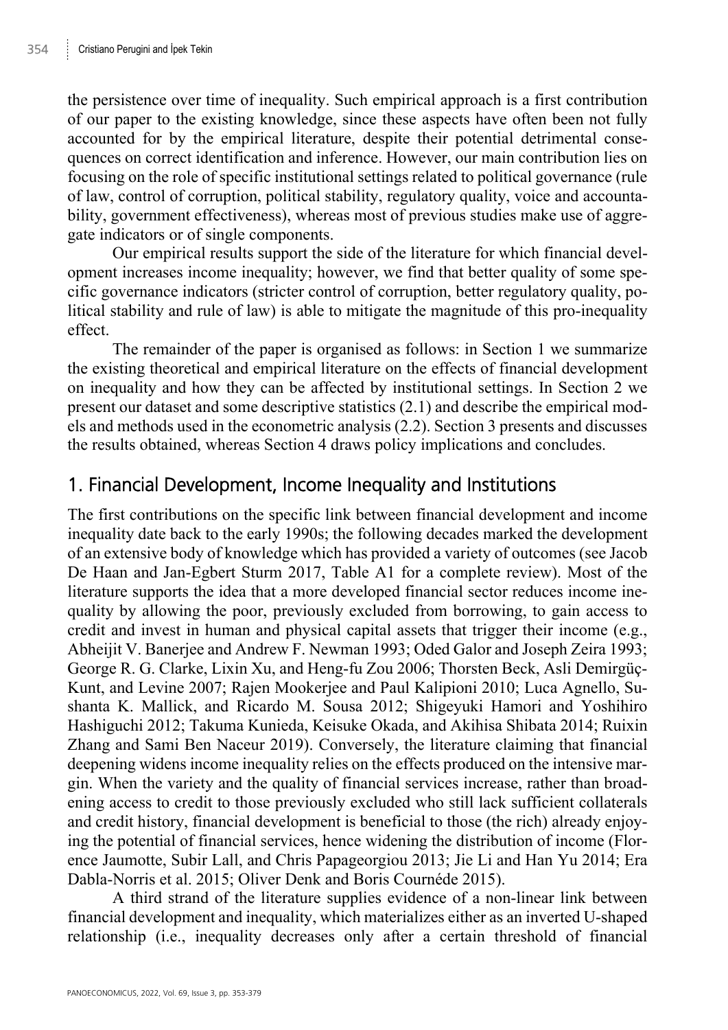the persistence over time of inequality. Such empirical approach is a first contribution of our paper to the existing knowledge, since these aspects have often been not fully accounted for by the empirical literature, despite their potential detrimental consequences on correct identification and inference. However, our main contribution lies on focusing on the role of specific institutional settings related to political governance (rule of law, control of corruption, political stability, regulatory quality, voice and accountability, government effectiveness), whereas most of previous studies make use of aggregate indicators or of single components.

Our empirical results support the side of the literature for which financial development increases income inequality; however, we find that better quality of some specific governance indicators (stricter control of corruption, better regulatory quality, political stability and rule of law) is able to mitigate the magnitude of this pro-inequality effect.

The remainder of the paper is organised as follows: in Section 1 we summarize the existing theoretical and empirical literature on the effects of financial development on inequality and how they can be affected by institutional settings. In Section 2 we present our dataset and some descriptive statistics (2.1) and describe the empirical models and methods used in the econometric analysis (2.2). Section 3 presents and discusses the results obtained, whereas Section 4 draws policy implications and concludes.

## 1. Financial Development, Income Inequality and Institutions

The first contributions on the specific link between financial development and income inequality date back to the early 1990s; the following decades marked the development of an extensive body of knowledge which has provided a variety of outcomes (see Jacob De Haan and Jan-Egbert Sturm 2017, Table A1 for a complete review). Most of the literature supports the idea that a more developed financial sector reduces income inequality by allowing the poor, previously excluded from borrowing, to gain access to credit and invest in human and physical capital assets that trigger their income (e.g., Abheijit V. Banerjee and Andrew F. Newman 1993; Oded Galor and Joseph Zeira 1993; George R. G. Clarke, Lixin Xu, and Heng-fu Zou 2006; Thorsten Beck, Asli Demirgüç-Kunt, and Levine 2007; Rajen Mookerjee and Paul Kalipioni 2010; Luca Agnello, Sushanta K. Mallick, and Ricardo M. Sousa 2012; Shigeyuki Hamori and Yoshihiro Hashiguchi 2012; Takuma Kunieda, Keisuke Okada, and Akihisa Shibata 2014; Ruixin Zhang and Sami Ben Naceur 2019). Conversely, the literature claiming that financial deepening widens income inequality relies on the effects produced on the intensive margin. When the variety and the quality of financial services increase, rather than broadening access to credit to those previously excluded who still lack sufficient collaterals and credit history, financial development is beneficial to those (the rich) already enjoying the potential of financial services, hence widening the distribution of income (Florence Jaumotte, Subir Lall, and Chris Papageorgiou 2013; Jie Li and Han Yu 2014; Era Dabla-Norris et al. 2015; Oliver Denk and Boris Cournéde 2015).

A third strand of the literature supplies evidence of a non-linear link between financial development and inequality, which materializes either as an inverted U-shaped relationship (i.e., inequality decreases only after a certain threshold of financial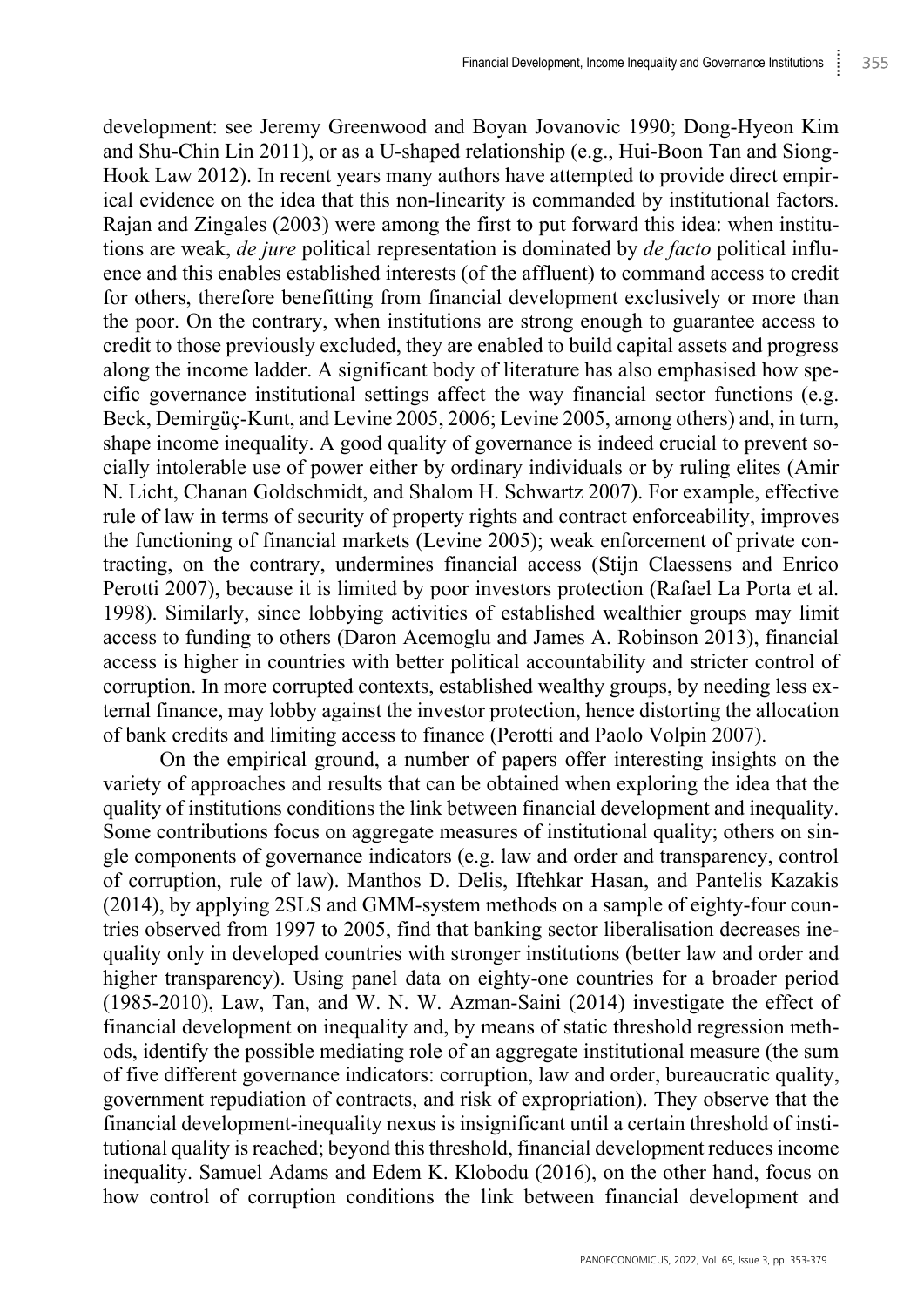development: see Jeremy Greenwood and Boyan Jovanovic 1990; Dong-Hyeon Kim and Shu-Chin Lin 2011), or as a U-shaped relationship (e.g., Hui-Boon Tan and Siong-Hook Law 2012). In recent years many authors have attempted to provide direct empirical evidence on the idea that this non-linearity is commanded by institutional factors. Rajan and Zingales (2003) were among the first to put forward this idea: when institutions are weak, *de jure* political representation is dominated by *de facto* political influence and this enables established interests (of the affluent) to command access to credit for others, therefore benefitting from financial development exclusively or more than the poor. On the contrary, when institutions are strong enough to guarantee access to credit to those previously excluded, they are enabled to build capital assets and progress along the income ladder. A significant body of literature has also emphasised how specific governance institutional settings affect the way financial sector functions (e.g. Beck, Demirgüç-Kunt, and Levine 2005, 2006; Levine 2005, among others) and, in turn, shape income inequality. A good quality of governance is indeed crucial to prevent socially intolerable use of power either by ordinary individuals or by ruling elites (Amir N. Licht, Chanan Goldschmidt, and Shalom H. Schwartz 2007). For example, effective rule of law in terms of security of property rights and contract enforceability, improves the functioning of financial markets (Levine 2005); weak enforcement of private contracting, on the contrary, undermines financial access (Stijn Claessens and Enrico Perotti 2007), because it is limited by poor investors protection (Rafael La Porta et al. 1998). Similarly, since lobbying activities of established wealthier groups may limit access to funding to others (Daron Acemoglu and James A. Robinson 2013), financial access is higher in countries with better political accountability and stricter control of corruption. In more corrupted contexts, established wealthy groups, by needing less external finance, may lobby against the investor protection, hence distorting the allocation of bank credits and limiting access to finance (Perotti and Paolo Volpin 2007).

On the empirical ground, a number of papers offer interesting insights on the variety of approaches and results that can be obtained when exploring the idea that the quality of institutions conditions the link between financial development and inequality. Some contributions focus on aggregate measures of institutional quality; others on single components of governance indicators (e.g. law and order and transparency, control of corruption, rule of law). Manthos D. Delis, Iftehkar Hasan, and Pantelis Kazakis (2014), by applying 2SLS and GMM-system methods on a sample of eighty-four countries observed from 1997 to 2005, find that banking sector liberalisation decreases inequality only in developed countries with stronger institutions (better law and order and higher transparency). Using panel data on eighty-one countries for a broader period (1985-2010), Law, Tan, and W. N. W. Azman-Saini (2014) investigate the effect of financial development on inequality and, by means of static threshold regression methods, identify the possible mediating role of an aggregate institutional measure (the sum of five different governance indicators: corruption, law and order, bureaucratic quality, government repudiation of contracts, and risk of expropriation). They observe that the financial development-inequality nexus is insignificant until a certain threshold of institutional quality is reached; beyond this threshold, financial development reduces income inequality. Samuel Adams and Edem K. Klobodu (2016), on the other hand, focus on how control of corruption conditions the link between financial development and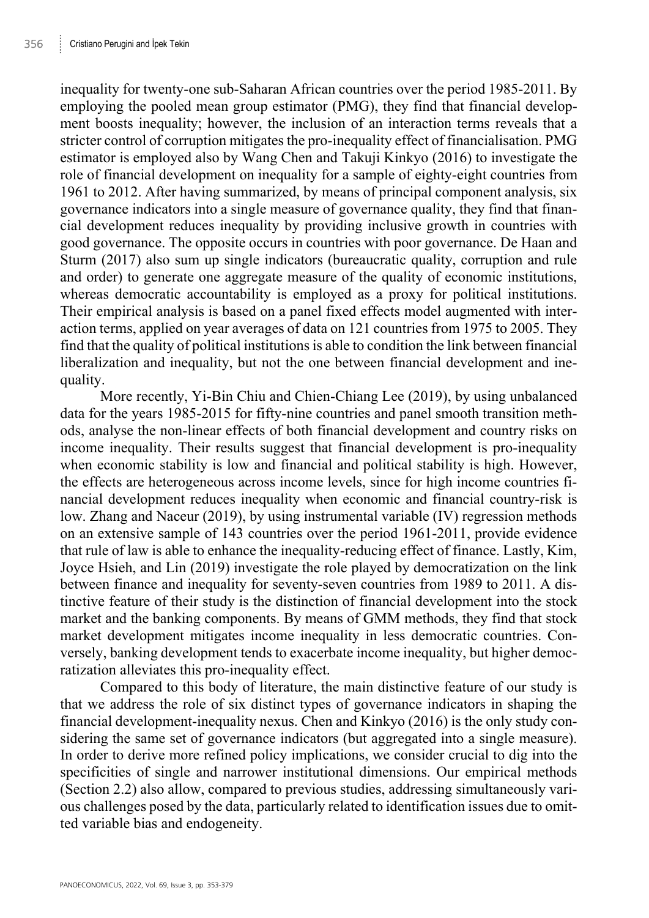inequality for twenty-one sub-Saharan African countries over the period 1985-2011. By employing the pooled mean group estimator (PMG), they find that financial development boosts inequality; however, the inclusion of an interaction terms reveals that a stricter control of corruption mitigates the pro-inequality effect of financialisation. PMG estimator is employed also by Wang Chen and Takuji Kinkyo (2016) to investigate the role of financial development on inequality for a sample of eighty-eight countries from 1961 to 2012. After having summarized, by means of principal component analysis, six governance indicators into a single measure of governance quality, they find that financial development reduces inequality by providing inclusive growth in countries with good governance. The opposite occurs in countries with poor governance. De Haan and Sturm (2017) also sum up single indicators (bureaucratic quality, corruption and rule and order) to generate one aggregate measure of the quality of economic institutions, whereas democratic accountability is employed as a proxy for political institutions. Their empirical analysis is based on a panel fixed effects model augmented with interaction terms, applied on year averages of data on 121 countries from 1975 to 2005. They find that the quality of political institutions is able to condition the link between financial liberalization and inequality, but not the one between financial development and inequality.

More recently, Yi-Bin Chiu and Chien-Chiang Lee (2019), by using unbalanced data for the years 1985-2015 for fifty-nine countries and panel smooth transition methods, analyse the non-linear effects of both financial development and country risks on income inequality. Their results suggest that financial development is pro-inequality when economic stability is low and financial and political stability is high. However, the effects are heterogeneous across income levels, since for high income countries financial development reduces inequality when economic and financial country-risk is low. Zhang and Naceur (2019), by using instrumental variable (IV) regression methods on an extensive sample of 143 countries over the period 1961-2011, provide evidence that rule of law is able to enhance the inequality-reducing effect of finance. Lastly, Kim, Joyce Hsieh, and Lin (2019) investigate the role played by democratization on the link between finance and inequality for seventy-seven countries from 1989 to 2011. A distinctive feature of their study is the distinction of financial development into the stock market and the banking components. By means of GMM methods, they find that stock market development mitigates income inequality in less democratic countries. Conversely, banking development tends to exacerbate income inequality, but higher democratization alleviates this pro-inequality effect.

Compared to this body of literature, the main distinctive feature of our study is that we address the role of six distinct types of governance indicators in shaping the financial development-inequality nexus. Chen and Kinkyo (2016) is the only study considering the same set of governance indicators (but aggregated into a single measure). In order to derive more refined policy implications, we consider crucial to dig into the specificities of single and narrower institutional dimensions. Our empirical methods (Section 2.2) also allow, compared to previous studies, addressing simultaneously various challenges posed by the data, particularly related to identification issues due to omitted variable bias and endogeneity.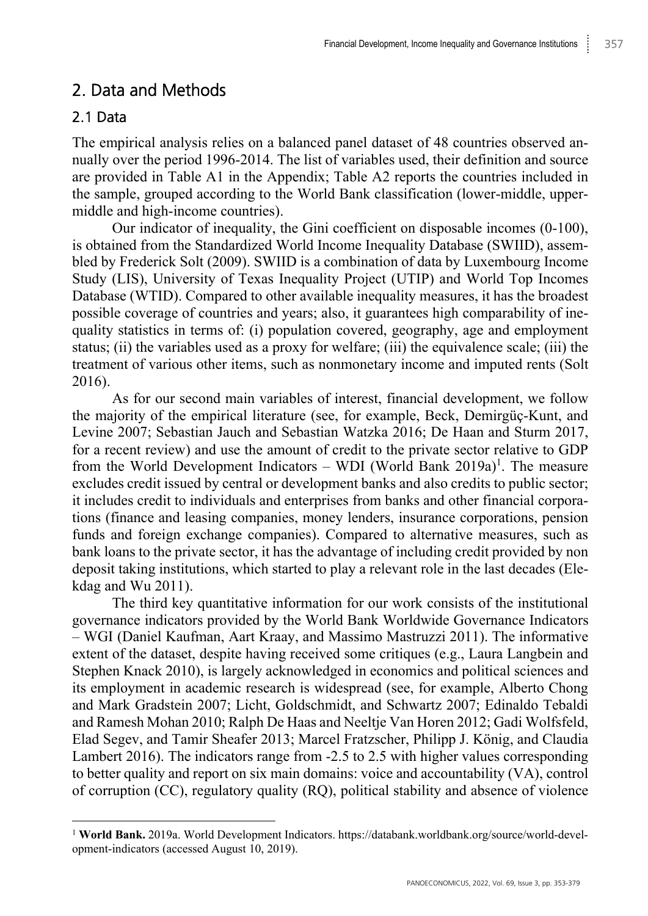## 2. Data and Methods

### 2.1 Data

The empirical analysis relies on a balanced panel dataset of 48 countries observed annually over the period 1996-2014. The list of variables used, their definition and source are provided in Table A1 in the Appendix; Table A2 reports the countries included in the sample, grouped according to the World Bank classification (lower-middle, upper-middle and high-income countries).

Our indicator of inequality, the Gini coefficient on disposable incomes (0-100), is obtained from the Standardized World Income Inequality Database (SWIID), assembled by Frederick Solt (2009). SWIID is a combination of data by Luxembourg Income Study (LIS), University of Texas Inequality Project (UTIP) and World Top Incomes Database (WTID). Compared to other available inequality measures, it has the broadest possible coverage of countries and years; also, it guarantees high comparability of inequality statistics in terms of: (i) population covered, geography, age and employment status; (ii) the variables used as a proxy for welfare; (iii) the equivalence scale; (iii) the treatment of various other items, such as nonmonetary income and imputed rents (Solt 2016).

As for our second main variables of interest, financial development, we follow the majority of the empirical literature (see, for example, Beck, Demirgüç-Kunt, and Levine 2007; Sebastian Jauch and Sebastian Watzka 2016; De Haan and Sturm 2017, for a recent review) and use the amount of credit to the private sector relative to GDP from the World Development Indicators – WDI (World Bank 2019a)[1]. The measure excludes credit issued by central or development banks and also credits to public sector; it includes credit to individuals and enterprises from banks and other financial corporations (finance and leasing companies, money lenders, insurance corporations, pension funds and foreign exchange companies). Compared to alternative measures, such as bank loans to the private sector, it has the advantage of including credit provided by non deposit taking institutions, which started to play a relevant role in the last decades (Elekdag and Wu 2011).

The third key quantitative information for our work consists of the institutional governance indicators provided by the World Bank Worldwide Governance Indicators – WGI (Daniel Kaufman, Aart Kraay, and Massimo Mastruzzi 2011). The informative extent of the dataset, despite having received some critiques (e.g., Laura Langbein and Stephen Knack 2010), is largely acknowledged in economics and political sciences and its employment in academic research is widespread (see, for example, Alberto Chong and Mark Gradstein 2007; Licht, Goldschmidt, and Schwartz 2007; Edinaldo Tebaldi and Ramesh Mohan 2010; Ralph De Haas and Neeltje Van Horen 2012; Gadi Wolfsfeld, Elad Segev, and Tamir Sheafer 2013; Marcel Fratzscher, Philipp J. König, and Claudia Lambert 2016). The indicators range from -2.5 to 2.5 with higher values corresponding to better quality and report on six main domains: voice and accountability (VA), control of corruption (CC), regulatory quality (RQ), political stability and absence of violence

[1] **World Bank.** 2019a. World Development Indicators. https://databank.worldbank.org/source/world-development-indicators (accessed August 10, 2019).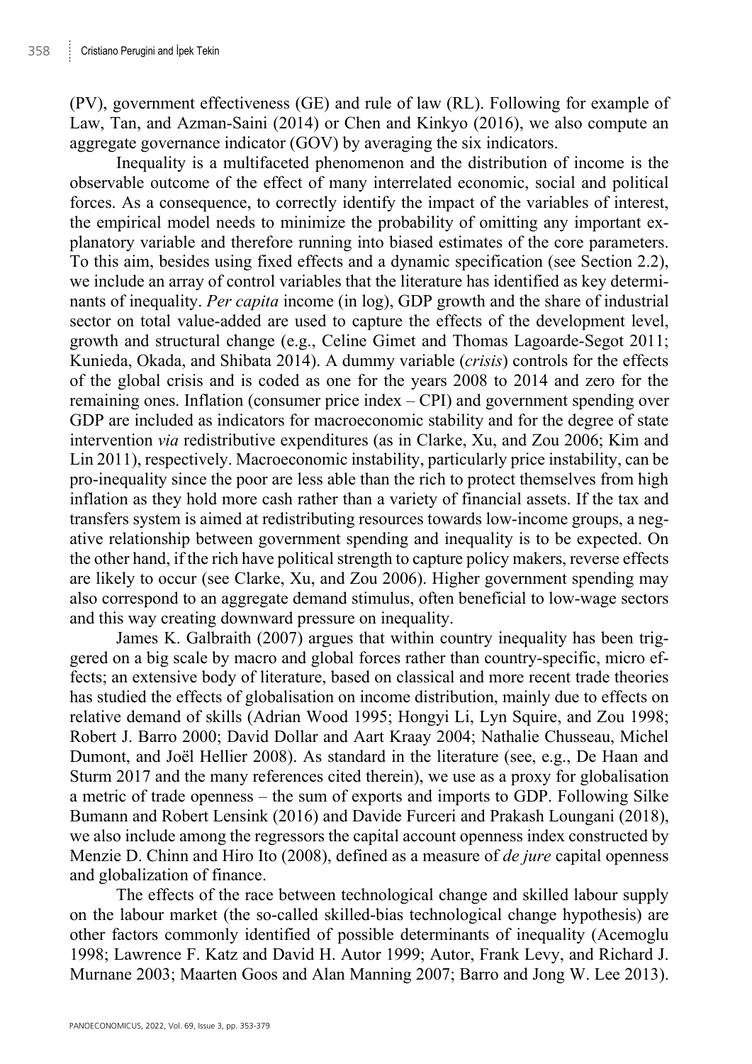(PV), government effectiveness (GE) and rule of law (RL). Following for example of Law, Tan, and Azman-Saini (2014) or Chen and Kinkyo (2016), we also compute an aggregate governance indicator (GOV) by averaging the six indicators.

Inequality is a multifaceted phenomenon and the distribution of income is the observable outcome of the effect of many interrelated economic, social and political forces. As a consequence, to correctly identify the impact of the variables of interest, the empirical model needs to minimize the probability of omitting any important explanatory variable and therefore running into biased estimates of the core parameters. To this aim, besides using fixed effects and a dynamic specification (see Section 2.2), we include an array of control variables that the literature has identified as key determinants of inequality. *Per capita* income (in log), GDP growth and the share of industrial sector on total value-added are used to capture the effects of the development level, growth and structural change (e.g., Celine Gimet and Thomas Lagoarde-Segot 2011; Kunieda, Okada, and Shibata 2014). A dummy variable (*crisis*) controls for the effects of the global crisis and is coded as one for the years 2008 to 2014 and zero for the remaining ones. Inflation (consumer price index – CPI) and government spending over GDP are included as indicators for macroeconomic stability and for the degree of state intervention *via* redistributive expenditures (as in Clarke, Xu, and Zou 2006; Kim and Lin 2011), respectively. Macroeconomic instability, particularly price instability, can be pro-inequality since the poor are less able than the rich to protect themselves from high inflation as they hold more cash rather than a variety of financial assets. If the tax and transfers system is aimed at redistributing resources towards low-income groups, a negative relationship between government spending and inequality is to be expected. On the other hand, if the rich have political strength to capture policy makers, reverse effects are likely to occur (see Clarke, Xu, and Zou 2006). Higher government spending may also correspond to an aggregate demand stimulus, often beneficial to low-wage sectors and this way creating downward pressure on inequality.

James K. Galbraith (2007) argues that within country inequality has been triggered on a big scale by macro and global forces rather than country-specific, micro effects; an extensive body of literature, based on classical and more recent trade theories has studied the effects of globalisation on income distribution, mainly due to effects on relative demand of skills (Adrian Wood 1995; Hongyi Li, Lyn Squire, and Zou 1998; Robert J. Barro 2000; David Dollar and Aart Kraay 2004; Nathalie Chusseau, Michel Dumont, and Joël Hellier 2008). As standard in the literature (see, e.g., De Haan and Sturm 2017 and the many references cited therein), we use as a proxy for globalisation a metric of trade openness – the sum of exports and imports to GDP. Following Silke Bumann and Robert Lensink (2016) and Davide Furceri and Prakash Loungani (2018), we also include among the regressors the capital account openness index constructed by Menzie D. Chinn and Hiro Ito (2008), defined as a measure of *de jure* capital openness and globalization of finance.

The effects of the race between technological change and skilled labour supply on the labour market (the so-called skilled-bias technological change hypothesis) are other factors commonly identified of possible determinants of inequality (Acemoglu 1998; Lawrence F. Katz and David H. Autor 1999; Autor, Frank Levy, and Richard J. Murnane 2003; Maarten Goos and Alan Manning 2007; Barro and Jong W. Lee 2013).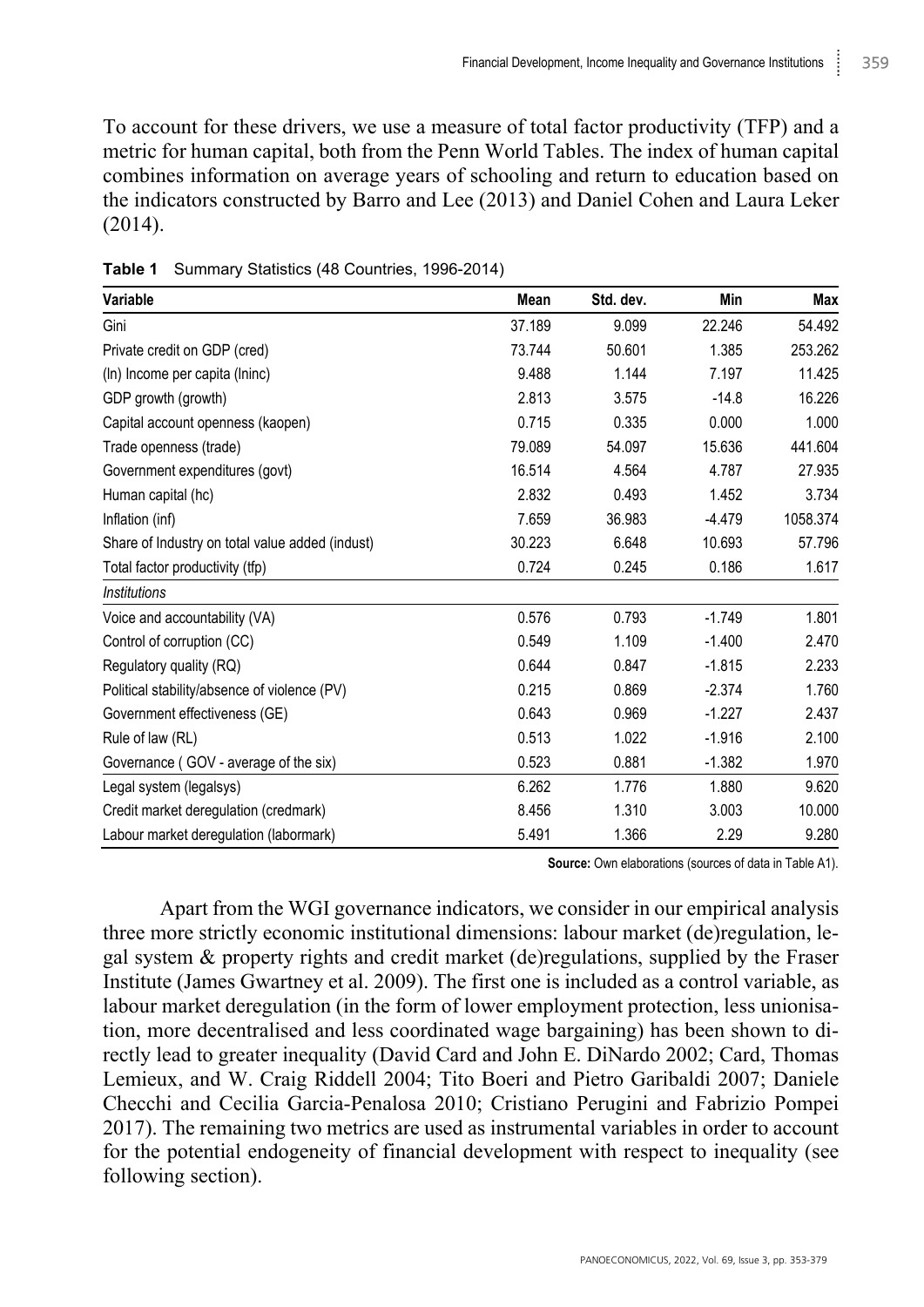To account for these drivers, we use a measure of total factor productivity (TFP) and a metric for human capital, both from the Penn World Tables. The index of human capital combines information on average years of schooling and return to education based on the indicators constructed by Barro and Lee (2013) and Daniel Cohen and Laura Leker (2014).

**Table 1** Summary Statistics (48 Countries, 1996-2014)

| Variable | Mean | Std. dev. | Min | Max |
|---|---|---|---|---|
| Gini | 37.189 | 9.099 | 22.246 | 54.492 |
| Private credit on GDP (cred) | 73.744 | 50.601 | 1.385 | 253.262 |
| (ln) Income per capita (lninc) | 9.488 | 1.144 | 7.197 | 11.425 |
| GDP growth (growth) | 2.813 | 3.575 | -14.8 | 16.226 |
| Capital account openness (kaopen) | 0.715 | 0.335 | 0.000 | 1.000 |
| Trade openness (trade) | 79.089 | 54.097 | 15.636 | 441.604 |
| Government expenditures (govt) | 16.514 | 4.564 | 4.787 | 27.935 |
| Human capital (hc) | 2.832 | 0.493 | 1.452 | 3.734 |
| Inflation (inf) | 7.659 | 36.983 | -4.479 | 1058.374 |
| Share of Industry on total value added (indust) | 30.223 | 6.648 | 10.693 | 57.796 |
| Total factor productivity (tfp) | 0.724 | 0.245 | 0.186 | 1.617 |
| *Institutions* | | | | |
| Voice and accountability (VA) | 0.576 | 0.793 | -1.749 | 1.801 |
| Control of corruption (CC) | 0.549 | 1.109 | -1.400 | 2.470 |
| Regulatory quality (RQ) | 0.644 | 0.847 | -1.815 | 2.233 |
| Political stability/absence of violence (PV) | 0.215 | 0.869 | -2.374 | 1.760 |
| Government effectiveness (GE) | 0.643 | 0.969 | -1.227 | 2.437 |
| Rule of law (RL) | 0.513 | 1.022 | -1.916 | 2.100 |
| Governance ( GOV - average of the six) | 0.523 | 0.881 | -1.382 | 1.970 |
| Legal system (legalsys) | 6.262 | 1.776 | 1.880 | 9.620 |
| Credit market deregulation (credmark) | 8.456 | 1.310 | 3.003 | 10.000 |
| Labour market deregulation (labormark) | 5.491 | 1.366 | 2.29 | 9.280 |

**Source:** Own elaborations (sources of data in Table A1).

Apart from the WGI governance indicators, we consider in our empirical analysis three more strictly economic institutional dimensions: labour market (de)regulation, legal system & property rights and credit market (de)regulations, supplied by the Fraser Institute (James Gwartney et al. 2009). The first one is included as a control variable, as labour market deregulation (in the form of lower employment protection, less unionisation, more decentralised and less coordinated wage bargaining) has been shown to directly lead to greater inequality (David Card and John E. DiNardo 2002; Card, Thomas Lemieux, and W. Craig Riddell 2004; Tito Boeri and Pietro Garibaldi 2007; Daniele Checchi and Cecilia Garcia-Penalosa 2010; Cristiano Perugini and Fabrizio Pompei 2017). The remaining two metrics are used as instrumental variables in order to account for the potential endogeneity of financial development with respect to inequality (see following section).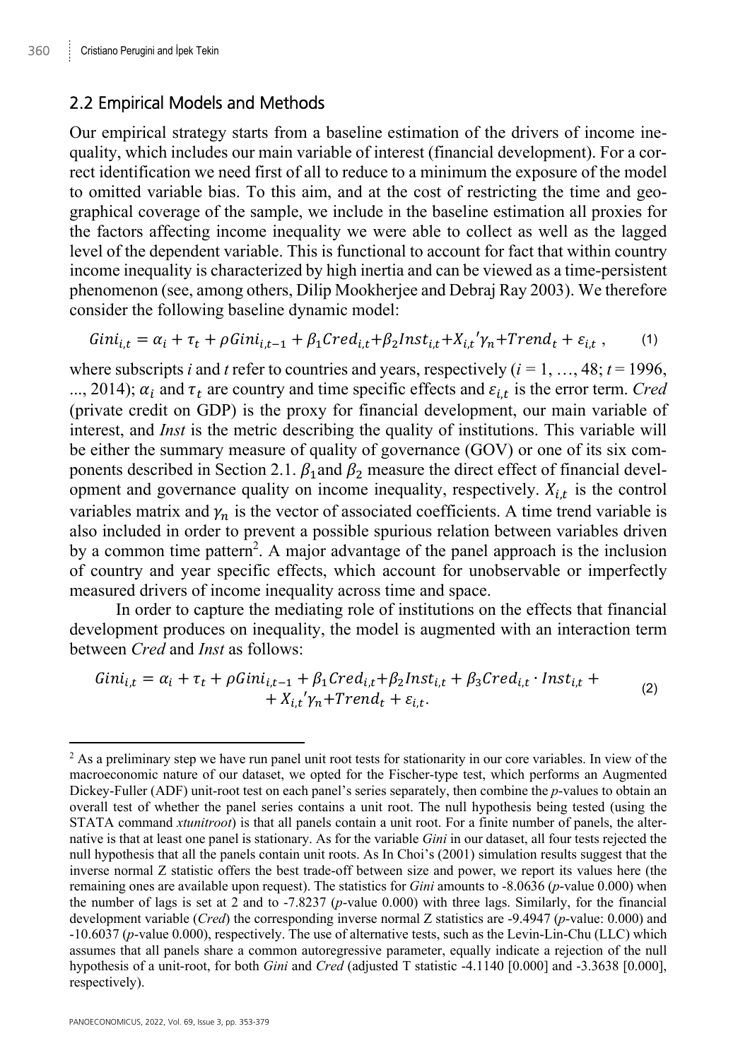## 2.2 Empirical Models and Methods

Our empirical strategy starts from a baseline estimation of the drivers of income inequality, which includes our main variable of interest (financial development). For a correct identification we need first of all to reduce to a minimum the exposure of the model to omitted variable bias. To this aim, and at the cost of restricting the time and geographical coverage of the sample, we include in the baseline estimation all proxies for the factors affecting income inequality we were able to collect as well as the lagged level of the dependent variable. This is functional to account for fact that within country income inequality is characterized by high inertia and can be viewed as a time-persistent phenomenon (see, among others, Dilip Mookherjee and Debraj Ray 2003). We therefore consider the following baseline dynamic model:

$$Gini_{i,t} = \alpha_i + \tau_t + \rho Gini_{i,t-1} + \beta_1 Cred_{i,t} + \beta_2 Inst_{i,t} + X_{i,t}{}'\gamma_n + Trend_t + \varepsilon_{i,t}\ , \qquad (1)$$

where subscripts *i* and *t* refer to countries and years, respectively ($i = 1, \ldots, 48$; $t = 1996, \ldots, 2014$); $\alpha_i$ and $\tau_t$ are country and time specific effects and $\varepsilon_{i,t}$ is the error term. *Cred* (private credit on GDP) is the proxy for financial development, our main variable of interest, and *Inst* is the metric describing the quality of institutions. This variable will be either the summary measure of quality of governance (GOV) or one of its six components described in Section 2.1. $\beta_1$ and $\beta_2$ measure the direct effect of financial development and governance quality on income inequality, respectively. $X_{i,t}$ is the control variables matrix and $\gamma_n$ is the vector of associated coefficients. A time trend variable is also included in order to prevent a possible spurious relation between variables driven by a common time pattern[2]. A major advantage of the panel approach is the inclusion of country and year specific effects, which account for unobservable or imperfectly measured drivers of income inequality across time and space.

In order to capture the mediating role of institutions on the effects that financial development produces on inequality, the model is augmented with an interaction term between *Cred* and *Inst* as follows:

$$Gini_{i,t} = \alpha_i + \tau_t + \rho Gini_{i,t-1} + \beta_1 Cred_{i,t} + \beta_2 Inst_{i,t} + \beta_3 Cred_{i,t} \cdot Inst_{i,t} + \\ + X_{i,t}{}'\gamma_n + Trend_t + \varepsilon_{i,t}. \qquad (2)$$

[2] As a preliminary step we have run panel unit root tests for stationarity in our core variables. In view of the macroeconomic nature of our dataset, we opted for the Fischer-type test, which performs an Augmented Dickey-Fuller (ADF) unit-root test on each panel's series separately, then combine the *p*-values to obtain an overall test of whether the panel series contains a unit root. The null hypothesis being tested (using the STATA command *xtunitroot*) is that all panels contain a unit root. For a finite number of panels, the alternative is that at least one panel is stationary. As for the variable *Gini* in our dataset, all four tests rejected the null hypothesis that all the panels contain unit roots. As In Choi's (2001) simulation results suggest that the inverse normal Z statistic offers the best trade-off between size and power, we report its values here (the remaining ones are available upon request). The statistics for *Gini* amounts to -8.0636 (*p*-value 0.000) when the number of lags is set at 2 and to -7.8237 (*p*-value 0.000) with three lags. Similarly, for the financial development variable (*Cred*) the corresponding inverse normal Z statistics are -9.4947 (*p*-value: 0.000) and -10.6037 (*p*-value 0.000), respectively. The use of alternative tests, such as the Levin-Lin-Chu (LLC) which assumes that all panels share a common autoregressive parameter, equally indicate a rejection of the null hypothesis of a unit-root, for both *Gini* and *Cred* (adjusted T statistic -4.1140 [0.000] and -3.3638 [0.000], respectively).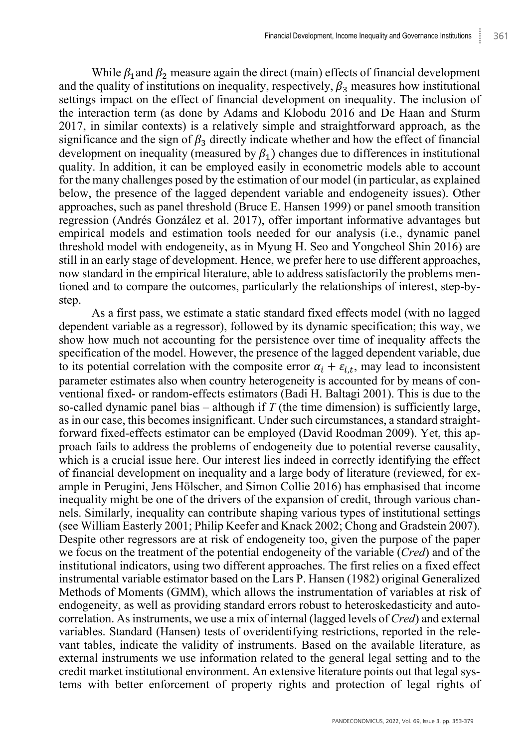While $\beta_1$ and $\beta_2$ measure again the direct (main) effects of financial development and the quality of institutions on inequality, respectively, $\beta_3$ measures how institutional settings impact on the effect of financial development on inequality. The inclusion of the interaction term (as done by Adams and Klobodu 2016 and De Haan and Sturm 2017, in similar contexts) is a relatively simple and straightforward approach, as the significance and the sign of $\beta_3$ directly indicate whether and how the effect of financial development on inequality (measured by $\beta_1$) changes due to differences in institutional quality. In addition, it can be employed easily in econometric models able to account for the many challenges posed by the estimation of our model (in particular, as explained below, the presence of the lagged dependent variable and endogeneity issues). Other approaches, such as panel threshold (Bruce E. Hansen 1999) or panel smooth transition regression (Andrés González et al. 2017), offer important informative advantages but empirical models and estimation tools needed for our analysis (i.e., dynamic panel threshold model with endogeneity, as in Myung H. Seo and Yongcheol Shin 2016) are still in an early stage of development. Hence, we prefer here to use different approaches, now standard in the empirical literature, able to address satisfactorily the problems mentioned and to compare the outcomes, particularly the relationships of interest, step-by-step.

As a first pass, we estimate a static standard fixed effects model (with no lagged dependent variable as a regressor), followed by its dynamic specification; this way, we show how much not accounting for the persistence over time of inequality affects the specification of the model. However, the presence of the lagged dependent variable, due to its potential correlation with the composite error $\alpha_i + \varepsilon_{i,t}$, may lead to inconsistent parameter estimates also when country heterogeneity is accounted for by means of conventional fixed- or random-effects estimators (Badi H. Baltagi 2001). This is due to the so-called dynamic panel bias – although if *T* (the time dimension) is sufficiently large, as in our case, this becomes insignificant. Under such circumstances, a standard straightforward fixed-effects estimator can be employed (David Roodman 2009). Yet, this approach fails to address the problems of endogeneity due to potential reverse causality, which is a crucial issue here. Our interest lies indeed in correctly identifying the effect of financial development on inequality and a large body of literature (reviewed, for example in Perugini, Jens Hölscher, and Simon Collie 2016) has emphasised that income inequality might be one of the drivers of the expansion of credit, through various channels. Similarly, inequality can contribute shaping various types of institutional settings (see William Easterly 2001; Philip Keefer and Knack 2002; Chong and Gradstein 2007). Despite other regressors are at risk of endogeneity too, given the purpose of the paper we focus on the treatment of the potential endogeneity of the variable (*Cred*) and of the institutional indicators, using two different approaches. The first relies on a fixed effect instrumental variable estimator based on the Lars P. Hansen (1982) original Generalized Methods of Moments (GMM), which allows the instrumentation of variables at risk of endogeneity, as well as providing standard errors robust to heteroskedasticity and autocorrelation. As instruments, we use a mix of internal (lagged levels of *Cred*) and external variables. Standard (Hansen) tests of overidentifying restrictions, reported in the relevant tables, indicate the validity of instruments. Based on the available literature, as external instruments we use information related to the general legal setting and to the credit market institutional environment. An extensive literature points out that legal systems with better enforcement of property rights and protection of legal rights of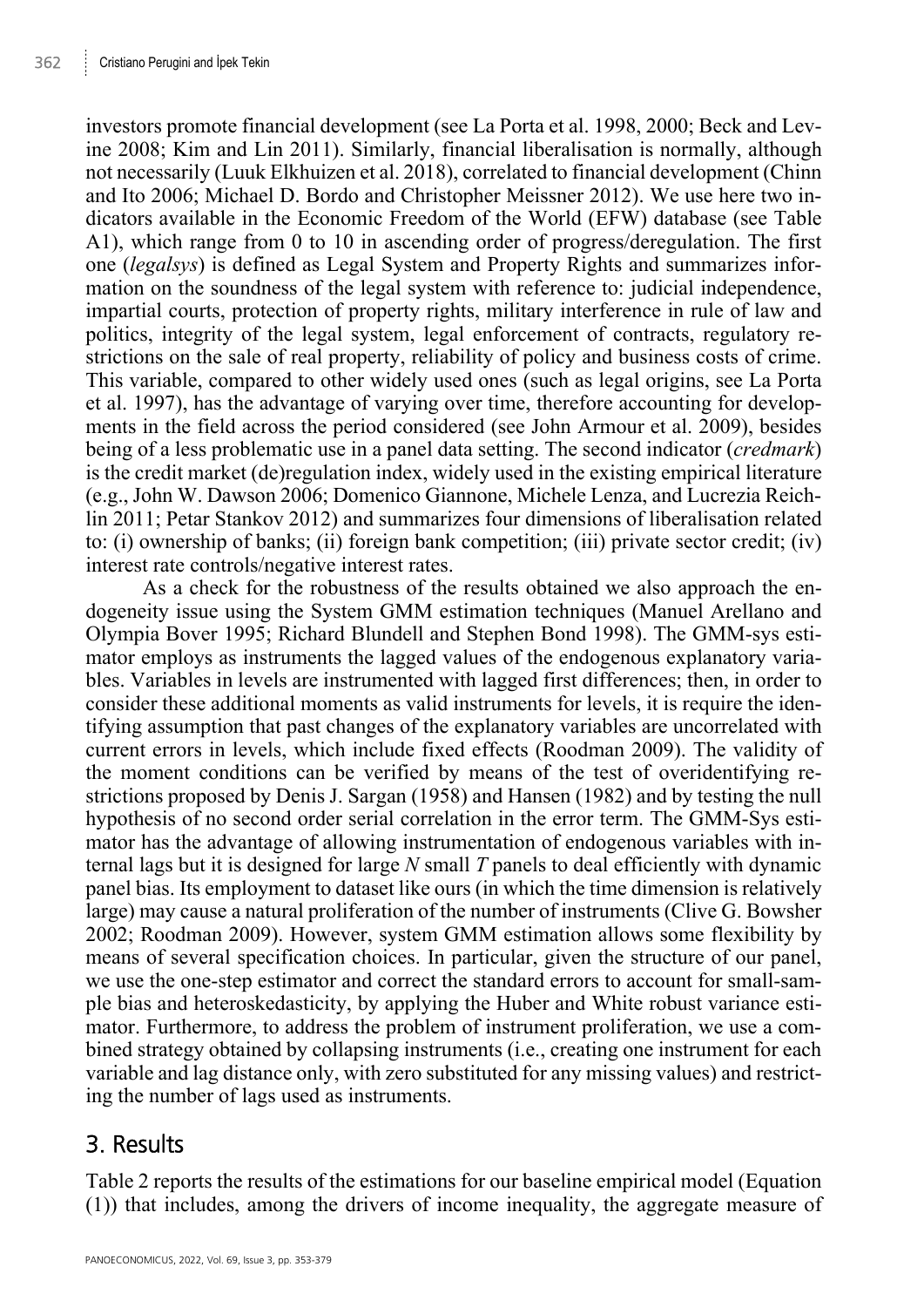investors promote financial development (see La Porta et al. 1998, 2000; Beck and Levine 2008; Kim and Lin 2011). Similarly, financial liberalisation is normally, although not necessarily (Luuk Elkhuizen et al. 2018), correlated to financial development (Chinn and Ito 2006; Michael D. Bordo and Christopher Meissner 2012). We use here two indicators available in the Economic Freedom of the World (EFW) database (see Table A1), which range from 0 to 10 in ascending order of progress/deregulation. The first one (*legalsys*) is defined as Legal System and Property Rights and summarizes information on the soundness of the legal system with reference to: judicial independence, impartial courts, protection of property rights, military interference in rule of law and politics, integrity of the legal system, legal enforcement of contracts, regulatory restrictions on the sale of real property, reliability of policy and business costs of crime. This variable, compared to other widely used ones (such as legal origins, see La Porta et al. 1997), has the advantage of varying over time, therefore accounting for developments in the field across the period considered (see John Armour et al. 2009), besides being of a less problematic use in a panel data setting. The second indicator (*credmark*) is the credit market (de)regulation index, widely used in the existing empirical literature (e.g., John W. Dawson 2006; Domenico Giannone, Michele Lenza, and Lucrezia Reichlin 2011; Petar Stankov 2012) and summarizes four dimensions of liberalisation related to: (i) ownership of banks; (ii) foreign bank competition; (iii) private sector credit; (iv) interest rate controls/negative interest rates.

As a check for the robustness of the results obtained we also approach the endogeneity issue using the System GMM estimation techniques (Manuel Arellano and Olympia Bover 1995; Richard Blundell and Stephen Bond 1998). The GMM-sys estimator employs as instruments the lagged values of the endogenous explanatory variables. Variables in levels are instrumented with lagged first differences; then, in order to consider these additional moments as valid instruments for levels, it is require the identifying assumption that past changes of the explanatory variables are uncorrelated with current errors in levels, which include fixed effects (Roodman 2009). The validity of the moment conditions can be verified by means of the test of overidentifying restrictions proposed by Denis J. Sargan (1958) and Hansen (1982) and by testing the null hypothesis of no second order serial correlation in the error term. The GMM-Sys estimator has the advantage of allowing instrumentation of endogenous variables with internal lags but it is designed for large *N* small *T* panels to deal efficiently with dynamic panel bias. Its employment to dataset like ours (in which the time dimension is relatively large) may cause a natural proliferation of the number of instruments (Clive G. Bowsher 2002; Roodman 2009). However, system GMM estimation allows some flexibility by means of several specification choices. In particular, given the structure of our panel, we use the one-step estimator and correct the standard errors to account for small-sample bias and heteroskedasticity, by applying the Huber and White robust variance estimator. Furthermore, to address the problem of instrument proliferation, we use a combined strategy obtained by collapsing instruments (i.e., creating one instrument for each variable and lag distance only, with zero substituted for any missing values) and restricting the number of lags used as instruments.

## 3. Results

Table 2 reports the results of the estimations for our baseline empirical model (Equation (1)) that includes, among the drivers of income inequality, the aggregate measure of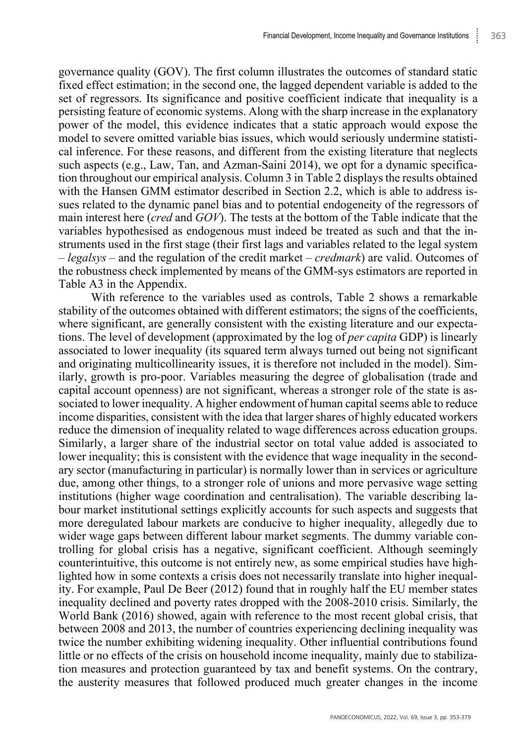governance quality (GOV). The first column illustrates the outcomes of standard static fixed effect estimation; in the second one, the lagged dependent variable is added to the set of regressors. Its significance and positive coefficient indicate that inequality is a persisting feature of economic systems. Along with the sharp increase in the explanatory power of the model, this evidence indicates that a static approach would expose the model to severe omitted variable bias issues, which would seriously undermine statistical inference. For these reasons, and different from the existing literature that neglects such aspects (e.g., Law, Tan, and Azman-Saini 2014), we opt for a dynamic specification throughout our empirical analysis. Column 3 in Table 2 displays the results obtained with the Hansen GMM estimator described in Section 2.2, which is able to address issues related to the dynamic panel bias and to potential endogeneity of the regressors of main interest here (*cred* and *GOV*). The tests at the bottom of the Table indicate that the variables hypothesised as endogenous must indeed be treated as such and that the instruments used in the first stage (their first lags and variables related to the legal system – *legalsys* – and the regulation of the credit market – *credmark*) are valid. Outcomes of the robustness check implemented by means of the GMM-sys estimators are reported in Table A3 in the Appendix.

With reference to the variables used as controls, Table 2 shows a remarkable stability of the outcomes obtained with different estimators; the signs of the coefficients, where significant, are generally consistent with the existing literature and our expectations. The level of development (approximated by the log of *per capita* GDP) is linearly associated to lower inequality (its squared term always turned out being not significant and originating multicollinearity issues, it is therefore not included in the model). Similarly, growth is pro-poor. Variables measuring the degree of globalisation (trade and capital account openness) are not significant, whereas a stronger role of the state is associated to lower inequality. A higher endowment of human capital seems able to reduce income disparities, consistent with the idea that larger shares of highly educated workers reduce the dimension of inequality related to wage differences across education groups. Similarly, a larger share of the industrial sector on total value added is associated to lower inequality; this is consistent with the evidence that wage inequality in the secondary sector (manufacturing in particular) is normally lower than in services or agriculture due, among other things, to a stronger role of unions and more pervasive wage setting institutions (higher wage coordination and centralisation). The variable describing labour market institutional settings explicitly accounts for such aspects and suggests that more deregulated labour markets are conducive to higher inequality, allegedly due to wider wage gaps between different labour market segments. The dummy variable controlling for global crisis has a negative, significant coefficient. Although seemingly counterintuitive, this outcome is not entirely new, as some empirical studies have highlighted how in some contexts a crisis does not necessarily translate into higher inequality. For example, Paul De Beer (2012) found that in roughly half the EU member states inequality declined and poverty rates dropped with the 2008-2010 crisis. Similarly, the World Bank (2016) showed, again with reference to the most recent global crisis, that between 2008 and 2013, the number of countries experiencing declining inequality was twice the number exhibiting widening inequality. Other influential contributions found little or no effects of the crisis on household income inequality, mainly due to stabilization measures and protection guaranteed by tax and benefit systems. On the contrary, the austerity measures that followed produced much greater changes in the income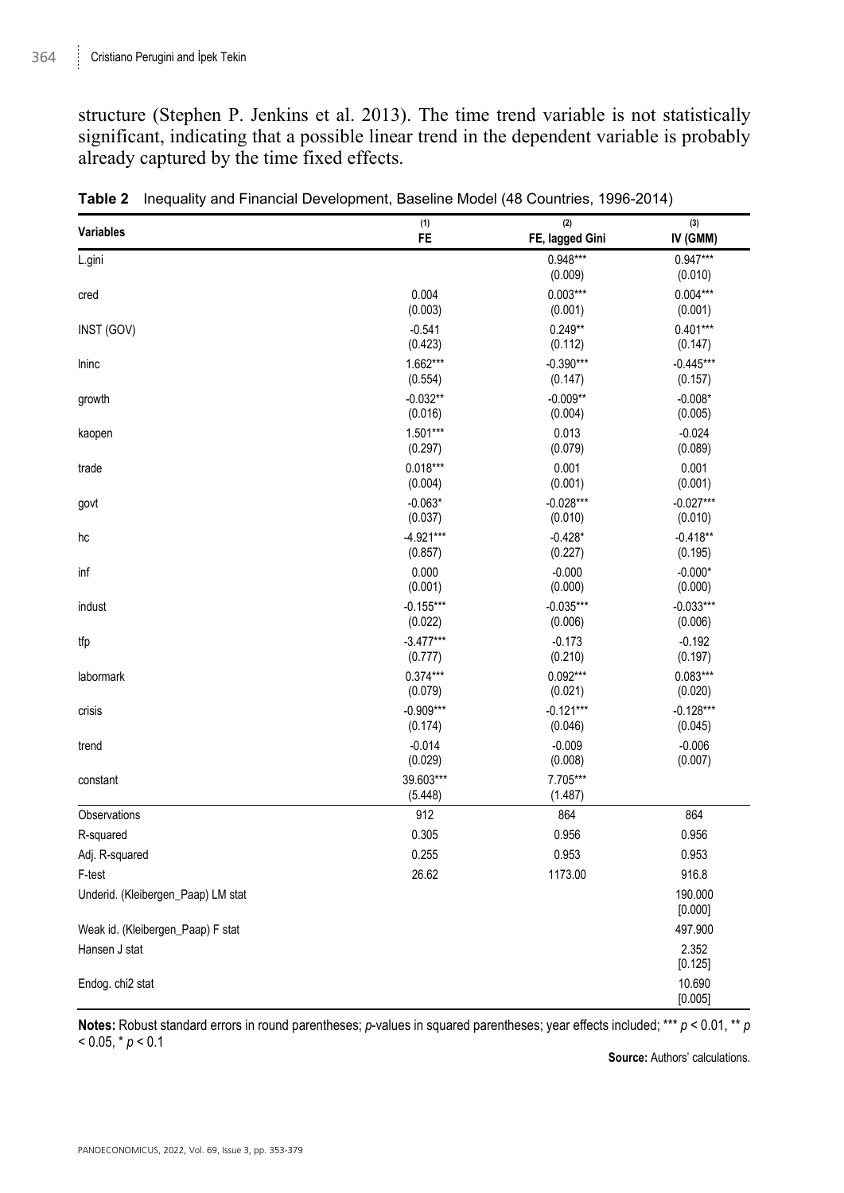structure (Stephen P. Jenkins et al. 2013). The time trend variable is not statistically significant, indicating that a possible linear trend in the dependent variable is probably already captured by the time fixed effects.

**Table 2** Inequality and Financial Development, Baseline Model (48 Countries, 1996-2014)

| Variables | (1) FE | (2) FE, lagged Gini | (3) IV (GMM) |
|---|---|---|---|
| L.gini | | 0.948*** | 0.947*** |
| | | (0.009) | (0.010) |
| cred | 0.004 | 0.003*** | 0.004*** |
| | (0.003) | (0.001) | (0.001) |
| INST (GOV) | -0.541 | 0.249** | 0.401*** |
| | (0.423) | (0.112) | (0.147) |
| lninc | 1.662*** | -0.390*** | -0.445*** |
| | (0.554) | (0.147) | (0.157) |
| growth | -0.032** | -0.009** | -0.008* |
| | (0.016) | (0.004) | (0.005) |
| kaopen | 1.501*** | 0.013 | -0.024 |
| | (0.297) | (0.079) | (0.089) |
| trade | 0.018*** | 0.001 | 0.001 |
| | (0.004) | (0.001) | (0.001) |
| govt | -0.063* | -0.028*** | -0.027*** |
| | (0.037) | (0.010) | (0.010) |
| hc | -4.921*** | -0.428* | -0.418** |
| | (0.857) | (0.227) | (0.195) |
| inf | 0.000 | -0.000 | -0.000* |
| | (0.001) | (0.000) | (0.000) |
| indust | -0.155*** | -0.035*** | -0.033*** |
| | (0.022) | (0.006) | (0.006) |
| tfp | -3.477*** | -0.173 | -0.192 |
| | (0.777) | (0.210) | (0.197) |
| labormark | 0.374*** | 0.092*** | 0.083*** |
| | (0.079) | (0.021) | (0.020) |
| crisis | -0.909*** | -0.121*** | -0.128*** |
| | (0.174) | (0.046) | (0.045) |
| trend | -0.014 | -0.009 | -0.006 |
| | (0.029) | (0.008) | (0.007) |
| constant | 39.603*** | 7.705*** | |
| | (5.448) | (1.487) | |
| Observations | 912 | 864 | 864 |
| R-squared | 0.305 | 0.956 | 0.956 |
| Adj. R-squared | 0.255 | 0.953 | 0.953 |
| F-test | 26.62 | 1173.00 | 916.8 |
| Underid. (Kleibergen_Paap) LM stat | | | 190.000 |
| | | | [0.000] |
| Weak id. (Kleibergen_Paap) F stat | | | 497.900 |
| Hansen J stat | | | 2.352 |
| | | | [0.125] |
| Endog. chi2 stat | | | 10.690 |
| | | | [0.005] |

**Notes:** Robust standard errors in round parentheses; *p*-values in squared parentheses; year effects included; *** $p < 0.01$, ** $p < 0.05$, * $p < 0.1$

**Source:** Authors' calculations.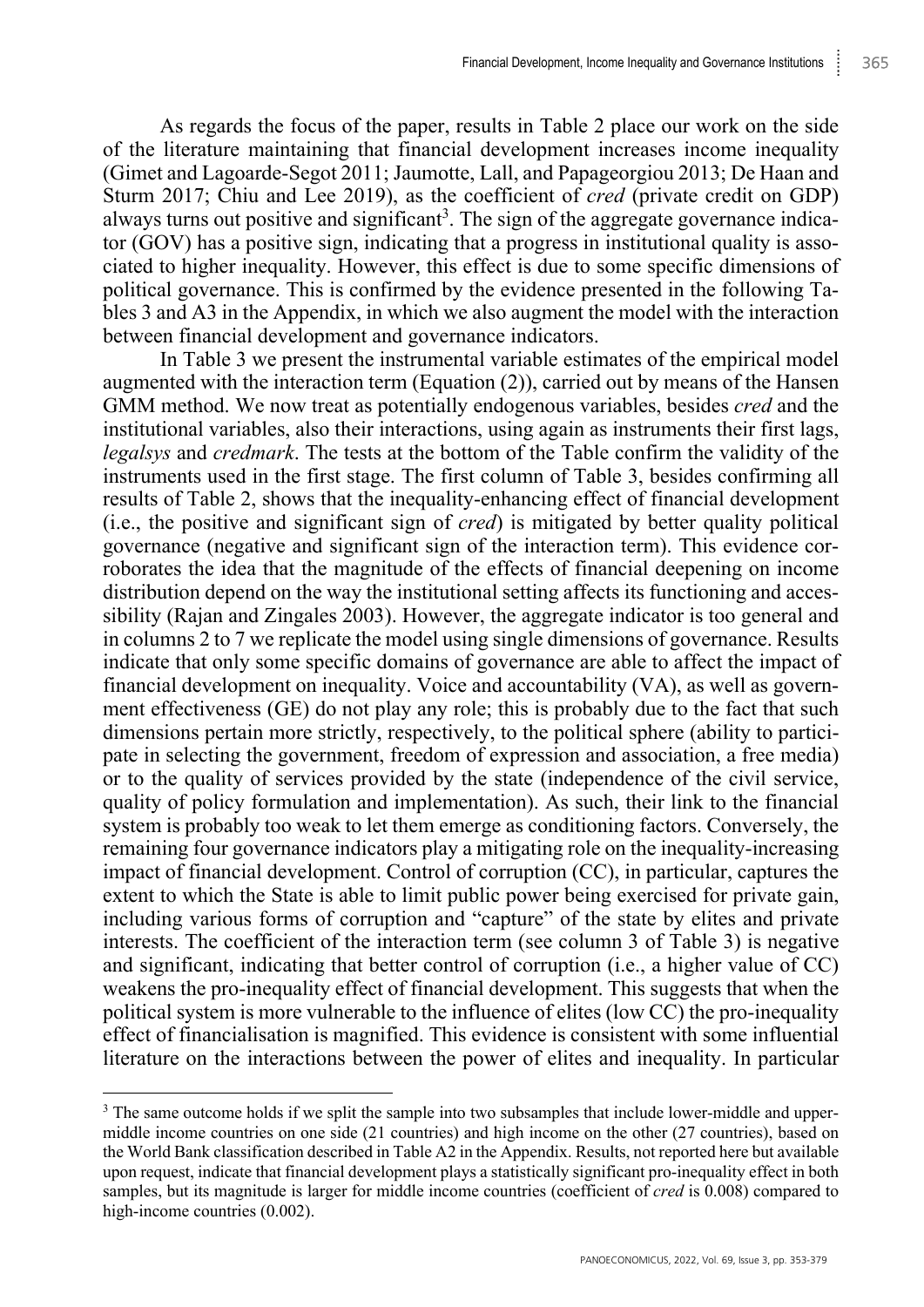As regards the focus of the paper, results in Table 2 place our work on the side of the literature maintaining that financial development increases income inequality (Gimet and Lagoarde-Segot 2011; Jaumotte, Lall, and Papageorgiou 2013; De Haan and Sturm 2017; Chiu and Lee 2019), as the coefficient of *cred* (private credit on GDP) always turns out positive and significant[3]. The sign of the aggregate governance indicator (GOV) has a positive sign, indicating that a progress in institutional quality is associated to higher inequality. However, this effect is due to some specific dimensions of political governance. This is confirmed by the evidence presented in the following Tables 3 and A3 in the Appendix, in which we also augment the model with the interaction between financial development and governance indicators.

In Table 3 we present the instrumental variable estimates of the empirical model augmented with the interaction term (Equation (2)), carried out by means of the Hansen GMM method. We now treat as potentially endogenous variables, besides *cred* and the institutional variables, also their interactions, using again as instruments their first lags, *legalsys* and *credmark*. The tests at the bottom of the Table confirm the validity of the instruments used in the first stage. The first column of Table 3, besides confirming all results of Table 2, shows that the inequality-enhancing effect of financial development (i.e., the positive and significant sign of *cred*) is mitigated by better quality political governance (negative and significant sign of the interaction term). This evidence corroborates the idea that the magnitude of the effects of financial deepening on income distribution depend on the way the institutional setting affects its functioning and accessibility (Rajan and Zingales 2003). However, the aggregate indicator is too general and in columns 2 to 7 we replicate the model using single dimensions of governance. Results indicate that only some specific domains of governance are able to affect the impact of financial development on inequality. Voice and accountability (VA), as well as government effectiveness (GE) do not play any role; this is probably due to the fact that such dimensions pertain more strictly, respectively, to the political sphere (ability to participate in selecting the government, freedom of expression and association, a free media) or to the quality of services provided by the state (independence of the civil service, quality of policy formulation and implementation). As such, their link to the financial system is probably too weak to let them emerge as conditioning factors. Conversely, the remaining four governance indicators play a mitigating role on the inequality-increasing impact of financial development. Control of corruption (CC), in particular, captures the extent to which the State is able to limit public power being exercised for private gain, including various forms of corruption and "capture" of the state by elites and private interests. The coefficient of the interaction term (see column 3 of Table 3) is negative and significant, indicating that better control of corruption (i.e., a higher value of CC) weakens the pro-inequality effect of financial development. This suggests that when the political system is more vulnerable to the influence of elites (low CC) the pro-inequality effect of financialisation is magnified. This evidence is consistent with some influential literature on the interactions between the power of elites and inequality. In particular

---

[3] The same outcome holds if we split the sample into two subsamples that include lower-middle and upper-middle income countries on one side (21 countries) and high income on the other (27 countries), based on the World Bank classification described in Table A2 in the Appendix. Results, not reported here but available upon request, indicate that financial development plays a statistically significant pro-inequality effect in both samples, but its magnitude is larger for middle income countries (coefficient of *cred* is 0.008) compared to high-income countries (0.002).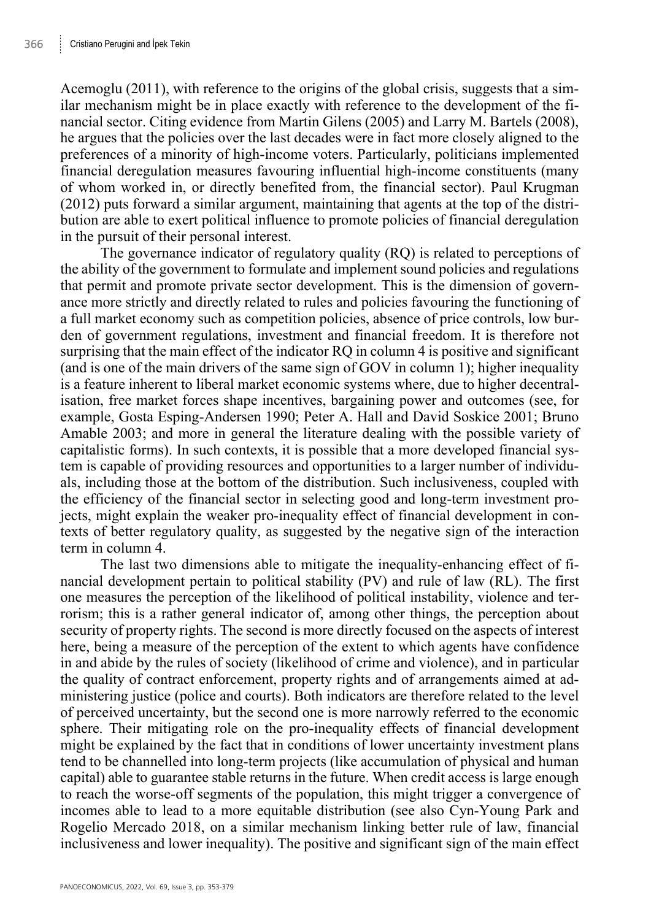Acemoglu (2011), with reference to the origins of the global crisis, suggests that a similar mechanism might be in place exactly with reference to the development of the financial sector. Citing evidence from Martin Gilens (2005) and Larry M. Bartels (2008), he argues that the policies over the last decades were in fact more closely aligned to the preferences of a minority of high-income voters. Particularly, politicians implemented financial deregulation measures favouring influential high-income constituents (many of whom worked in, or directly benefited from, the financial sector). Paul Krugman (2012) puts forward a similar argument, maintaining that agents at the top of the distribution are able to exert political influence to promote policies of financial deregulation in the pursuit of their personal interest.

The governance indicator of regulatory quality (RQ) is related to perceptions of the ability of the government to formulate and implement sound policies and regulations that permit and promote private sector development. This is the dimension of governance more strictly and directly related to rules and policies favouring the functioning of a full market economy such as competition policies, absence of price controls, low burden of government regulations, investment and financial freedom. It is therefore not surprising that the main effect of the indicator RQ in column 4 is positive and significant (and is one of the main drivers of the same sign of GOV in column 1); higher inequality is a feature inherent to liberal market economic systems where, due to higher decentralisation, free market forces shape incentives, bargaining power and outcomes (see, for example, Gosta Esping-Andersen 1990; Peter A. Hall and David Soskice 2001; Bruno Amable 2003; and more in general the literature dealing with the possible variety of capitalistic forms). In such contexts, it is possible that a more developed financial system is capable of providing resources and opportunities to a larger number of individuals, including those at the bottom of the distribution. Such inclusiveness, coupled with the efficiency of the financial sector in selecting good and long-term investment projects, might explain the weaker pro-inequality effect of financial development in contexts of better regulatory quality, as suggested by the negative sign of the interaction term in column 4.

The last two dimensions able to mitigate the inequality-enhancing effect of financial development pertain to political stability (PV) and rule of law (RL). The first one measures the perception of the likelihood of political instability, violence and terrorism; this is a rather general indicator of, among other things, the perception about security of property rights. The second is more directly focused on the aspects of interest here, being a measure of the perception of the extent to which agents have confidence in and abide by the rules of society (likelihood of crime and violence), and in particular the quality of contract enforcement, property rights and of arrangements aimed at administering justice (police and courts). Both indicators are therefore related to the level of perceived uncertainty, but the second one is more narrowly referred to the economic sphere. Their mitigating role on the pro-inequality effects of financial development might be explained by the fact that in conditions of lower uncertainty investment plans tend to be channelled into long-term projects (like accumulation of physical and human capital) able to guarantee stable returns in the future. When credit access is large enough to reach the worse-off segments of the population, this might trigger a convergence of incomes able to lead to a more equitable distribution (see also Cyn-Young Park and Rogelio Mercado 2018, on a similar mechanism linking better rule of law, financial inclusiveness and lower inequality). The positive and significant sign of the main effect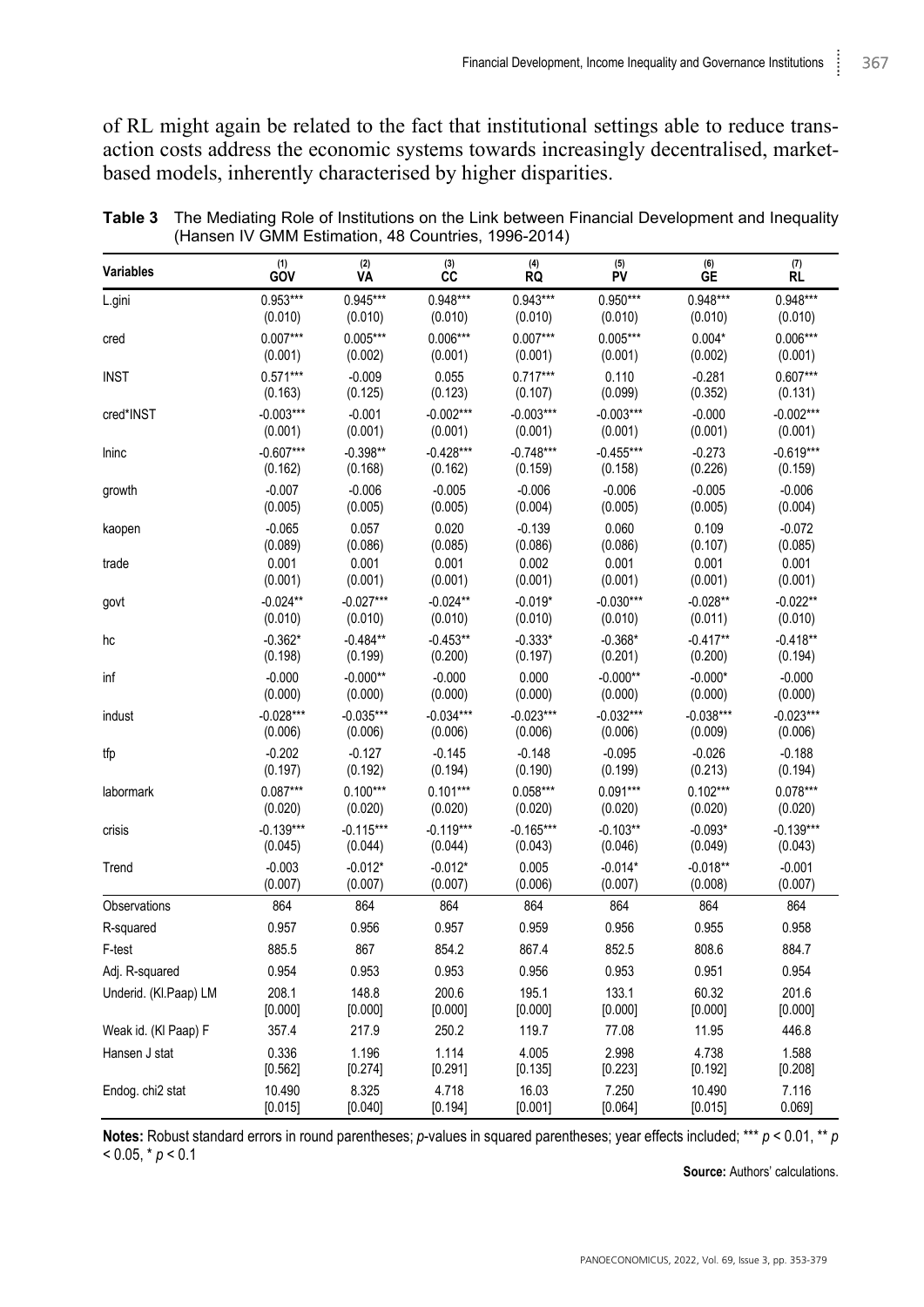of RL might again be related to the fact that institutional settings able to reduce transaction costs address the economic systems towards increasingly decentralised, market-based models, inherently characterised by higher disparities.

**Table 3** The Mediating Role of Institutions on the Link between Financial Development and Inequality (Hansen IV GMM Estimation, 48 Countries, 1996-2014)

| Variables | (1) GOV | (2) VA | (3) CC | (4) RQ | (5) PV | (6) GE | (7) RL |
|---|---|---|---|---|---|---|---|
| L.gini | 0.953*** | 0.945*** | 0.948*** | 0.943*** | 0.950*** | 0.948*** | 0.948*** |
| | (0.010) | (0.010) | (0.010) | (0.010) | (0.010) | (0.010) | (0.010) |
| cred | 0.007*** | 0.005*** | 0.006*** | 0.007*** | 0.005*** | 0.004* | 0.006*** |
| | (0.001) | (0.002) | (0.001) | (0.001) | (0.001) | (0.002) | (0.001) |
| INST | 0.571*** | -0.009 | 0.055 | 0.717*** | 0.110 | -0.281 | 0.607*** |
| | (0.163) | (0.125) | (0.123) | (0.107) | (0.099) | (0.352) | (0.131) |
| cred*INST | -0.003*** | -0.001 | -0.002*** | -0.003*** | -0.003*** | -0.000 | -0.002*** |
| | (0.001) | (0.001) | (0.001) | (0.001) | (0.001) | (0.001) | (0.001) |
| lninc | -0.607*** | -0.398** | -0.428*** | -0.748*** | -0.455*** | -0.273 | -0.619*** |
| | (0.162) | (0.168) | (0.162) | (0.159) | (0.158) | (0.226) | (0.159) |
| growth | -0.007 | -0.006 | -0.005 | -0.006 | -0.006 | -0.005 | -0.006 |
| | (0.005) | (0.005) | (0.005) | (0.004) | (0.005) | (0.005) | (0.004) |
| kaopen | -0.065 | 0.057 | 0.020 | -0.139 | 0.060 | 0.109 | -0.072 |
| | (0.089) | (0.086) | (0.085) | (0.086) | (0.086) | (0.107) | (0.085) |
| trade | 0.001 | 0.001 | 0.001 | 0.002 | 0.001 | 0.001 | 0.001 |
| | (0.001) | (0.001) | (0.001) | (0.001) | (0.001) | (0.001) | (0.001) |
| govt | -0.024** | -0.027*** | -0.024** | -0.019* | -0.030*** | -0.028** | -0.022** |
| | (0.010) | (0.010) | (0.010) | (0.010) | (0.010) | (0.011) | (0.010) |
| hc | -0.362* | -0.484** | -0.453** | -0.333* | -0.368* | -0.417** | -0.418** |
| | (0.198) | (0.199) | (0.200) | (0.197) | (0.201) | (0.200) | (0.194) |
| inf | -0.000 | -0.000** | -0.000 | 0.000 | -0.000** | -0.000* | -0.000 |
| | (0.000) | (0.000) | (0.000) | (0.000) | (0.000) | (0.000) | (0.000) |
| indust | -0.028*** | -0.035*** | -0.034*** | -0.023*** | -0.032*** | -0.038*** | -0.023*** |
| | (0.006) | (0.006) | (0.006) | (0.006) | (0.006) | (0.009) | (0.006) |
| tfp | -0.202 | -0.127 | -0.145 | -0.148 | -0.095 | -0.026 | -0.188 |
| | (0.197) | (0.192) | (0.194) | (0.190) | (0.199) | (0.213) | (0.194) |
| labormark | 0.087*** | 0.100*** | 0.101*** | 0.058*** | 0.091*** | 0.102*** | 0.078*** |
| | (0.020) | (0.020) | (0.020) | (0.020) | (0.020) | (0.020) | (0.020) |
| crisis | -0.139*** | -0.115*** | -0.119*** | -0.165*** | -0.103** | -0.093* | -0.139*** |
| | (0.045) | (0.044) | (0.044) | (0.043) | (0.046) | (0.049) | (0.043) |
| Trend | -0.003 | -0.012* | -0.012* | 0.005 | -0.014* | -0.018** | -0.001 |
| | (0.007) | (0.007) | (0.007) | (0.006) | (0.007) | (0.008) | (0.007) |
| Observations | 864 | 864 | 864 | 864 | 864 | 864 | 864 |
| R-squared | 0.957 | 0.956 | 0.957 | 0.959 | 0.956 | 0.955 | 0.958 |
| F-test | 885.5 | 867 | 854.2 | 867.4 | 852.5 | 808.6 | 884.7 |
| Adj. R-squared | 0.954 | 0.953 | 0.953 | 0.956 | 0.953 | 0.951 | 0.954 |
| Underid. (Kl.Paap) LM | 208.1 | 148.8 | 200.6 | 195.1 | 133.1 | 60.32 | 201.6 |
| | [0.000] | [0.000] | [0.000] | [0.000] | [0.000] | [0.000] | [0.000] |
| Weak id. (Kl Paap) F | 357.4 | 217.9 | 250.2 | 119.7 | 77.08 | 11.95 | 446.8 |
| Hansen J stat | 0.336 | 1.196 | 1.114 | 4.005 | 2.998 | 4.738 | 1.588 |
| | [0.562] | [0.274] | [0.291] | [0.135] | [0.223] | [0.192] | [0.208] |
| Endog. chi2 stat | 10.490 | 8.325 | 4.718 | 16.03 | 7.250 | 10.490 | 7.116 |
| | [0.015] | [0.040] | [0.194] | [0.001] | [0.064] | [0.015] | 0.069] |

**Notes:** Robust standard errors in round parentheses; *p*-values in squared parentheses; year effects included; *** $p < 0.01$, ** $p < 0.05$, * $p < 0.1$

**Source:** Authors' calculations.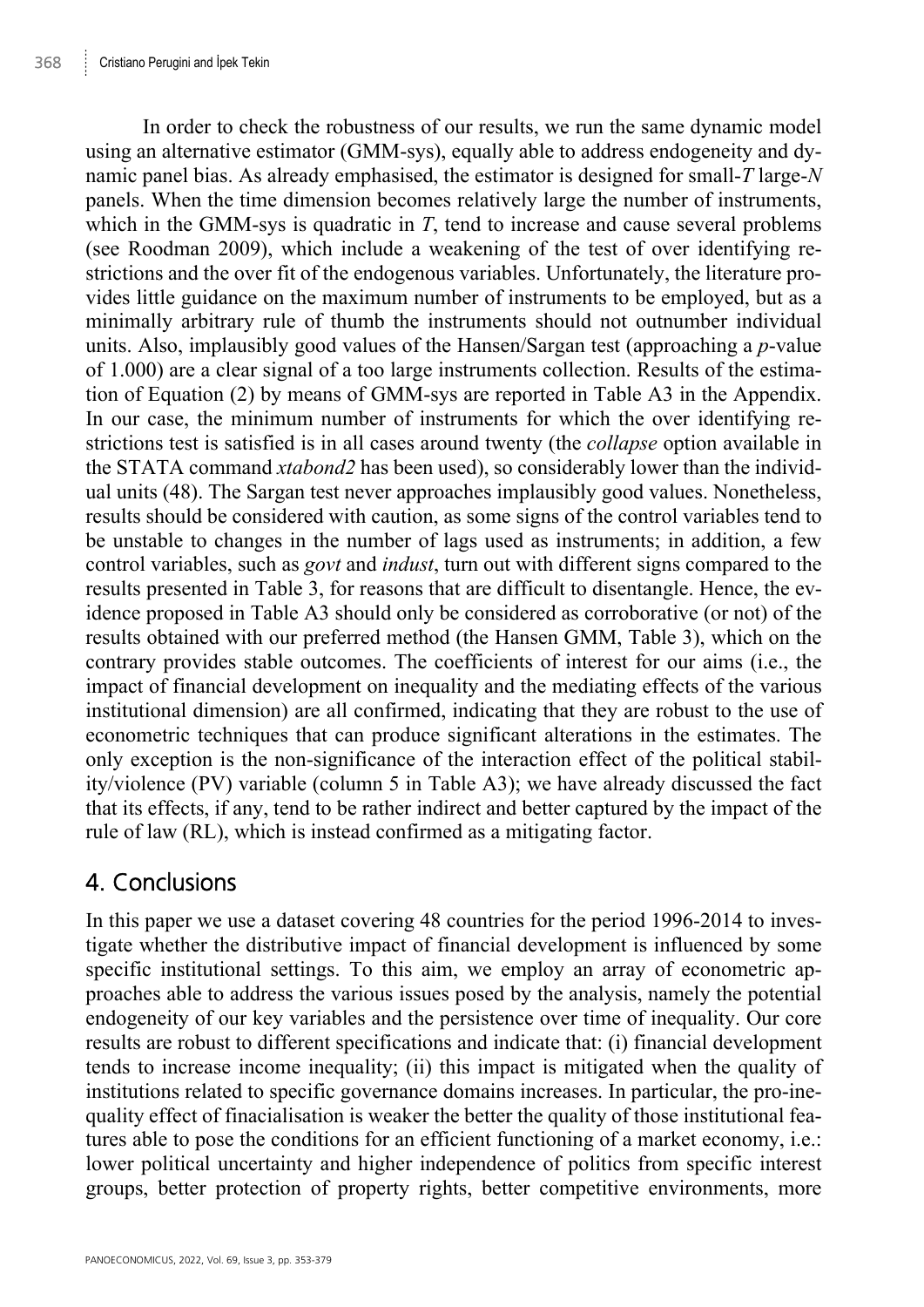In order to check the robustness of our results, we run the same dynamic model using an alternative estimator (GMM-sys), equally able to address endogeneity and dynamic panel bias. As already emphasised, the estimator is designed for small-*T* large-*N* panels. When the time dimension becomes relatively large the number of instruments, which in the GMM-sys is quadratic in *T*, tend to increase and cause several problems (see Roodman 2009), which include a weakening of the test of over identifying restrictions and the over fit of the endogenous variables. Unfortunately, the literature provides little guidance on the maximum number of instruments to be employed, but as a minimally arbitrary rule of thumb the instruments should not outnumber individual units. Also, implausibly good values of the Hansen/Sargan test (approaching a *p*-value of 1.000) are a clear signal of a too large instruments collection. Results of the estimation of Equation (2) by means of GMM-sys are reported in Table A3 in the Appendix. In our case, the minimum number of instruments for which the over identifying restrictions test is satisfied is in all cases around twenty (the *collapse* option available in the STATA command *xtabond2* has been used), so considerably lower than the individual units (48). The Sargan test never approaches implausibly good values. Nonetheless, results should be considered with caution, as some signs of the control variables tend to be unstable to changes in the number of lags used as instruments; in addition, a few control variables, such as *govt* and *indust*, turn out with different signs compared to the results presented in Table 3, for reasons that are difficult to disentangle. Hence, the evidence proposed in Table A3 should only be considered as corroborative (or not) of the results obtained with our preferred method (the Hansen GMM, Table 3), which on the contrary provides stable outcomes. The coefficients of interest for our aims (i.e., the impact of financial development on inequality and the mediating effects of the various institutional dimension) are all confirmed, indicating that they are robust to the use of econometric techniques that can produce significant alterations in the estimates. The only exception is the non-significance of the interaction effect of the political stability/violence (PV) variable (column 5 in Table A3); we have already discussed the fact that its effects, if any, tend to be rather indirect and better captured by the impact of the rule of law (RL), which is instead confirmed as a mitigating factor.

## 4. Conclusions

In this paper we use a dataset covering 48 countries for the period 1996-2014 to investigate whether the distributive impact of financial development is influenced by some specific institutional settings. To this aim, we employ an array of econometric approaches able to address the various issues posed by the analysis, namely the potential endogeneity of our key variables and the persistence over time of inequality. Our core results are robust to different specifications and indicate that: (i) financial development tends to increase income inequality; (ii) this impact is mitigated when the quality of institutions related to specific governance domains increases. In particular, the pro-inequality effect of finacialisation is weaker the better the quality of those institutional features able to pose the conditions for an efficient functioning of a market economy, i.e.: lower political uncertainty and higher independence of politics from specific interest groups, better protection of property rights, better competitive environments, more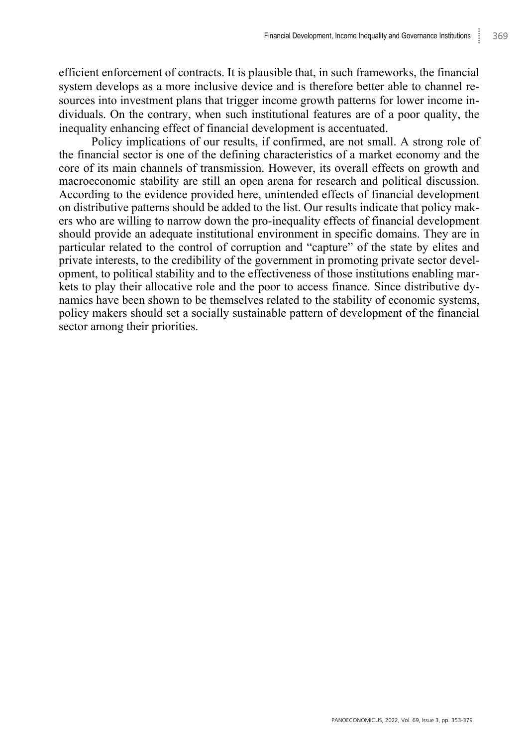efficient enforcement of contracts. It is plausible that, in such frameworks, the financial system develops as a more inclusive device and is therefore better able to channel resources into investment plans that trigger income growth patterns for lower income individuals. On the contrary, when such institutional features are of a poor quality, the inequality enhancing effect of financial development is accentuated.

Policy implications of our results, if confirmed, are not small. A strong role of the financial sector is one of the defining characteristics of a market economy and the core of its main channels of transmission. However, its overall effects on growth and macroeconomic stability are still an open arena for research and political discussion. According to the evidence provided here, unintended effects of financial development on distributive patterns should be added to the list. Our results indicate that policy makers who are willing to narrow down the pro-inequality effects of financial development should provide an adequate institutional environment in specific domains. They are in particular related to the control of corruption and "capture" of the state by elites and private interests, to the credibility of the government in promoting private sector development, to political stability and to the effectiveness of those institutions enabling markets to play their allocative role and the poor to access finance. Since distributive dynamics have been shown to be themselves related to the stability of economic systems, policy makers should set a socially sustainable pattern of development of the financial sector among their priorities.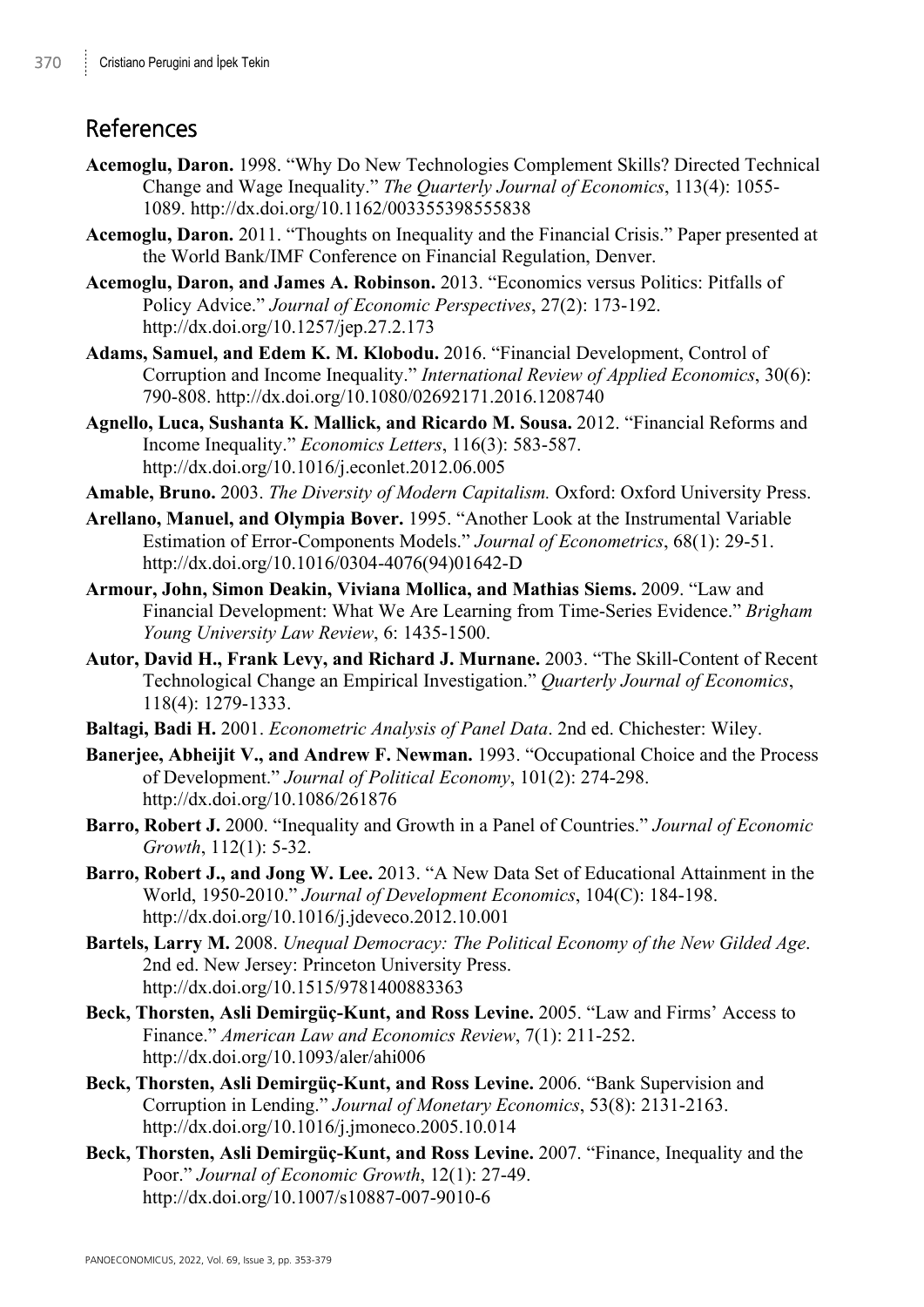## References

**Acemoglu, Daron.** 1998. "Why Do New Technologies Complement Skills? Directed Technical Change and Wage Inequality." *The Quarterly Journal of Economics*, 113(4): 1055-1089. http://dx.doi.org/10.1162/003355398555838

**Acemoglu, Daron.** 2011. "Thoughts on Inequality and the Financial Crisis." Paper presented at the World Bank/IMF Conference on Financial Regulation, Denver.

**Acemoglu, Daron, and James A. Robinson.** 2013. "Economics versus Politics: Pitfalls of Policy Advice." *Journal of Economic Perspectives*, 27(2): 173-192. http://dx.doi.org/10.1257/jep.27.2.173

**Adams, Samuel, and Edem K. M. Klobodu.** 2016. "Financial Development, Control of Corruption and Income Inequality." *International Review of Applied Economics*, 30(6): 790-808. http://dx.doi.org/10.1080/02692171.2016.1208740

**Agnello, Luca, Sushanta K. Mallick, and Ricardo M. Sousa.** 2012. "Financial Reforms and Income Inequality." *Economics Letters*, 116(3): 583-587. http://dx.doi.org/10.1016/j.econlet.2012.06.005

**Amable, Bruno.** 2003. *The Diversity of Modern Capitalism.* Oxford: Oxford University Press.

**Arellano, Manuel, and Olympia Bover.** 1995. "Another Look at the Instrumental Variable Estimation of Error-Components Models." *Journal of Econometrics*, 68(1): 29-51. http://dx.doi.org/10.1016/0304-4076(94)01642-D

**Armour, John, Simon Deakin, Viviana Mollica, and Mathias Siems.** 2009. "Law and Financial Development: What We Are Learning from Time-Series Evidence." *Brigham Young University Law Review*, 6: 1435-1500.

**Autor, David H., Frank Levy, and Richard J. Murnane.** 2003. "The Skill-Content of Recent Technological Change an Empirical Investigation." *Quarterly Journal of Economics*, 118(4): 1279-1333.

**Baltagi, Badi H.** 2001. *Econometric Analysis of Panel Data*. 2nd ed. Chichester: Wiley.

**Banerjee, Abheijit V., and Andrew F. Newman.** 1993. "Occupational Choice and the Process of Development." *Journal of Political Economy*, 101(2): 274-298. http://dx.doi.org/10.1086/261876

**Barro, Robert J.** 2000. "Inequality and Growth in a Panel of Countries." *Journal of Economic Growth*, 112(1): 5-32.

**Barro, Robert J., and Jong W. Lee.** 2013. "A New Data Set of Educational Attainment in the World, 1950-2010." *Journal of Development Economics*, 104(C): 184-198. http://dx.doi.org/10.1016/j.jdeveco.2012.10.001

**Bartels, Larry M.** 2008. *Unequal Democracy: The Political Economy of the New Gilded Age*. 2nd ed. New Jersey: Princeton University Press. http://dx.doi.org/10.1515/9781400883363

**Beck, Thorsten, Asli Demirgüç-Kunt, and Ross Levine.** 2005. "Law and Firms' Access to Finance." *American Law and Economics Review*, 7(1): 211-252. http://dx.doi.org/10.1093/aler/ahi006

**Beck, Thorsten, Asli Demirgüç-Kunt, and Ross Levine.** 2006. "Bank Supervision and Corruption in Lending." *Journal of Monetary Economics*, 53(8): 2131-2163. http://dx.doi.org/10.1016/j.jmoneco.2005.10.014

**Beck, Thorsten, Asli Demirgüç-Kunt, and Ross Levine.** 2007. "Finance, Inequality and the Poor." *Journal of Economic Growth*, 12(1): 27-49. http://dx.doi.org/10.1007/s10887-007-9010-6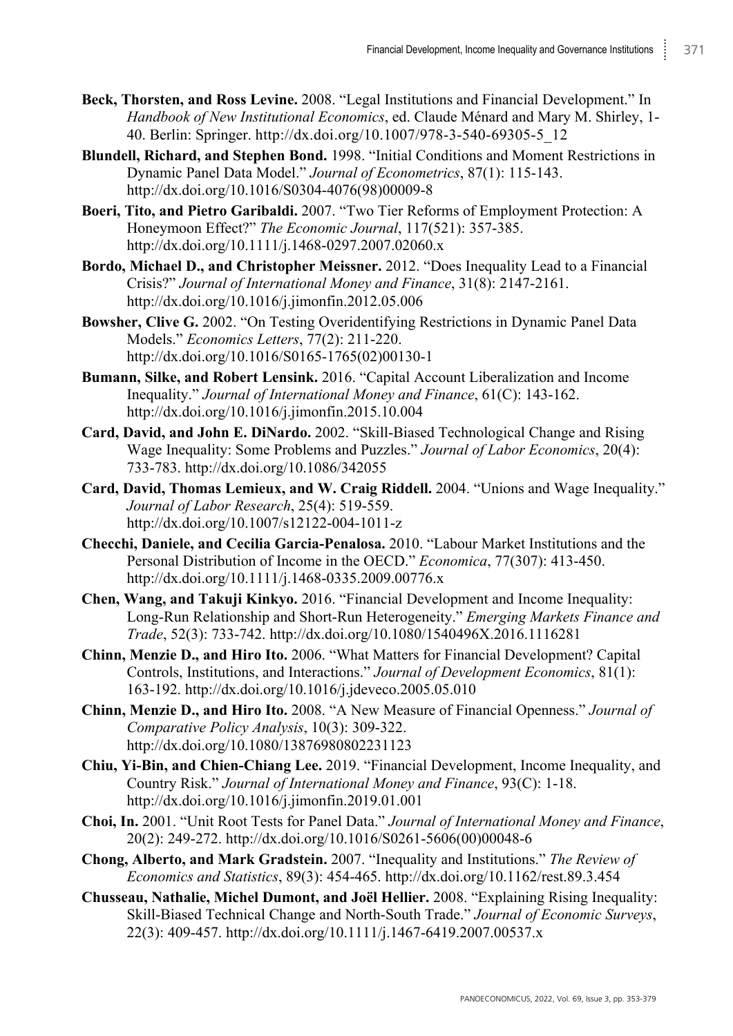**Beck, Thorsten, and Ross Levine.** 2008. "Legal Institutions and Financial Development." In *Handbook of New Institutional Economics*, ed. Claude Ménard and Mary M. Shirley, 1-40. Berlin: Springer. http://dx.doi.org/10.1007/978-3-540-69305-5_12

**Blundell, Richard, and Stephen Bond.** 1998. "Initial Conditions and Moment Restrictions in Dynamic Panel Data Model." *Journal of Econometrics*, 87(1): 115-143. http://dx.doi.org/10.1016/S0304-4076(98)00009-8

**Boeri, Tito, and Pietro Garibaldi.** 2007. "Two Tier Reforms of Employment Protection: A Honeymoon Effect?" *The Economic Journal*, 117(521): 357-385. http://dx.doi.org/10.1111/j.1468-0297.2007.02060.x

**Bordo, Michael D., and Christopher Meissner.** 2012. "Does Inequality Lead to a Financial Crisis?" *Journal of International Money and Finance*, 31(8): 2147-2161. http://dx.doi.org/10.1016/j.jimonfin.2012.05.006

**Bowsher, Clive G.** 2002. "On Testing Overidentifying Restrictions in Dynamic Panel Data Models." *Economics Letters*, 77(2): 211-220. http://dx.doi.org/10.1016/S0165-1765(02)00130-1

**Bumann, Silke, and Robert Lensink.** 2016. "Capital Account Liberalization and Income Inequality." *Journal of International Money and Finance*, 61(C): 143-162. http://dx.doi.org/10.1016/j.jimonfin.2015.10.004

**Card, David, and John E. DiNardo.** 2002. "Skill-Biased Technological Change and Rising Wage Inequality: Some Problems and Puzzles." *Journal of Labor Economics*, 20(4): 733-783. http://dx.doi.org/10.1086/342055

**Card, David, Thomas Lemieux, and W. Craig Riddell.** 2004. "Unions and Wage Inequality." *Journal of Labor Research*, 25(4): 519-559. http://dx.doi.org/10.1007/s12122-004-1011-z

**Checchi, Daniele, and Cecilia Garcia-Penalosa.** 2010. "Labour Market Institutions and the Personal Distribution of Income in the OECD." *Economica*, 77(307): 413-450. http://dx.doi.org/10.1111/j.1468-0335.2009.00776.x

**Chen, Wang, and Takuji Kinkyo.** 2016. "Financial Development and Income Inequality: Long-Run Relationship and Short-Run Heterogeneity." *Emerging Markets Finance and Trade*, 52(3): 733-742. http://dx.doi.org/10.1080/1540496X.2016.1116281

**Chinn, Menzie D., and Hiro Ito.** 2006. "What Matters for Financial Development? Capital Controls, Institutions, and Interactions." *Journal of Development Economics*, 81(1): 163-192. http://dx.doi.org/10.1016/j.jdeveco.2005.05.010

**Chinn, Menzie D., and Hiro Ito.** 2008. "A New Measure of Financial Openness." *Journal of Comparative Policy Analysis*, 10(3): 309-322. http://dx.doi.org/10.1080/13876980802231123

**Chiu, Yi-Bin, and Chien-Chiang Lee.** 2019. "Financial Development, Income Inequality, and Country Risk." *Journal of International Money and Finance*, 93(C): 1-18. http://dx.doi.org/10.1016/j.jimonfin.2019.01.001

**Choi, In.** 2001. "Unit Root Tests for Panel Data." *Journal of International Money and Finance*, 20(2): 249-272. http://dx.doi.org/10.1016/S0261-5606(00)00048-6

**Chong, Alberto, and Mark Gradstein.** 2007. "Inequality and Institutions." *The Review of Economics and Statistics*, 89(3): 454-465. http://dx.doi.org/10.1162/rest.89.3.454

**Chusseau, Nathalie, Michel Dumont, and Joël Hellier.** 2008. "Explaining Rising Inequality: Skill-Biased Technical Change and North-South Trade." *Journal of Economic Surveys*, 22(3): 409-457. http://dx.doi.org/10.1111/j.1467-6419.2007.00537.x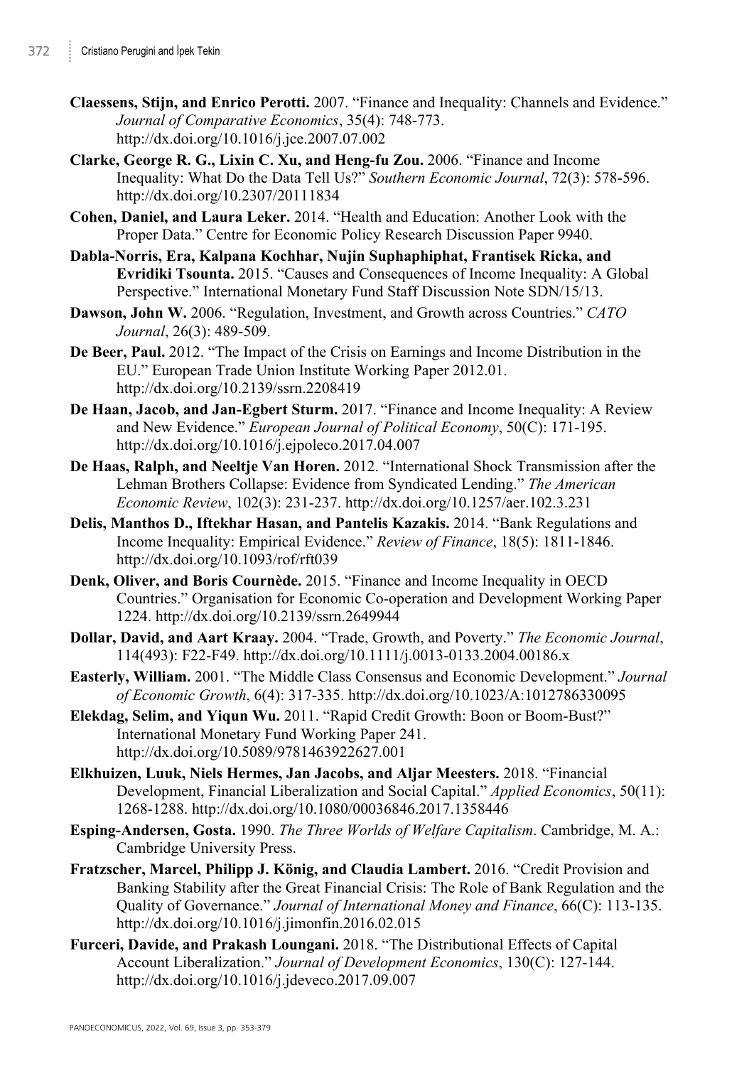**Claessens, Stijn, and Enrico Perotti.** 2007. "Finance and Inequality: Channels and Evidence." *Journal of Comparative Economics*, 35(4): 748-773. http://dx.doi.org/10.1016/j.jce.2007.07.002

**Clarke, George R. G., Lixin C. Xu, and Heng-fu Zou.** 2006. "Finance and Income Inequality: What Do the Data Tell Us?" *Southern Economic Journal*, 72(3): 578-596. http://dx.doi.org/10.2307/20111834

**Cohen, Daniel, and Laura Leker.** 2014. "Health and Education: Another Look with the Proper Data." Centre for Economic Policy Research Discussion Paper 9940.

**Dabla-Norris, Era, Kalpana Kochhar, Nujin Suphaphiphat, Frantisek Ricka, and Evridiki Tsounta.** 2015. "Causes and Consequences of Income Inequality: A Global Perspective." International Monetary Fund Staff Discussion Note SDN/15/13.

**Dawson, John W.** 2006. "Regulation, Investment, and Growth across Countries." *CATO Journal*, 26(3): 489-509.

**De Beer, Paul.** 2012. "The Impact of the Crisis on Earnings and Income Distribution in the EU." European Trade Union Institute Working Paper 2012.01. http://dx.doi.org/10.2139/ssrn.2208419

**De Haan, Jacob, and Jan-Egbert Sturm.** 2017. "Finance and Income Inequality: A Review and New Evidence." *European Journal of Political Economy*, 50(C): 171-195. http://dx.doi.org/10.1016/j.ejpoleco.2017.04.007

**De Haas, Ralph, and Neeltje Van Horen.** 2012. "International Shock Transmission after the Lehman Brothers Collapse: Evidence from Syndicated Lending." *The American Economic Review*, 102(3): 231-237. http://dx.doi.org/10.1257/aer.102.3.231

**Delis, Manthos D., Iftekhar Hasan, and Pantelis Kazakis.** 2014. "Bank Regulations and Income Inequality: Empirical Evidence." *Review of Finance*, 18(5): 1811-1846. http://dx.doi.org/10.1093/rof/rft039

**Denk, Oliver, and Boris Cournède.** 2015. "Finance and Income Inequality in OECD Countries." Organisation for Economic Co-operation and Development Working Paper 1224. http://dx.doi.org/10.2139/ssrn.2649944

**Dollar, David, and Aart Kraay.** 2004. "Trade, Growth, and Poverty." *The Economic Journal*, 114(493): F22-F49. http://dx.doi.org/10.1111/j.0013-0133.2004.00186.x

**Easterly, William.** 2001. "The Middle Class Consensus and Economic Development." *Journal of Economic Growth*, 6(4): 317-335. http://dx.doi.org/10.1023/A:1012786330095

**Elekdag, Selim, and Yiqun Wu.** 2011. "Rapid Credit Growth: Boon or Boom-Bust?" International Monetary Fund Working Paper 241. http://dx.doi.org/10.5089/9781463922627.001

**Elkhuizen, Luuk, Niels Hermes, Jan Jacobs, and Aljar Meesters.** 2018. "Financial Development, Financial Liberalization and Social Capital." *Applied Economics*, 50(11): 1268-1288. http://dx.doi.org/10.1080/00036846.2017.1358446

**Esping-Andersen, Gosta.** 1990. *The Three Worlds of Welfare Capitalism*. Cambridge, M. A.: Cambridge University Press.

**Fratzscher, Marcel, Philipp J. König, and Claudia Lambert.** 2016. "Credit Provision and Banking Stability after the Great Financial Crisis: The Role of Bank Regulation and the Quality of Governance." *Journal of International Money and Finance*, 66(C): 113-135. http://dx.doi.org/10.1016/j.jimonfin.2016.02.015

**Furceri, Davide, and Prakash Loungani.** 2018. "The Distributional Effects of Capital Account Liberalization." *Journal of Development Economics*, 130(C): 127-144. http://dx.doi.org/10.1016/j.jdeveco.2017.09.007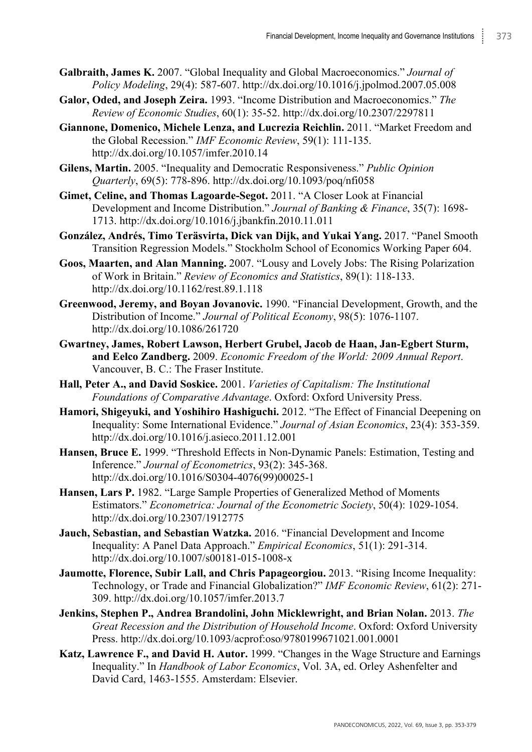**Galbraith, James K.** 2007. "Global Inequality and Global Macroeconomics." *Journal of Policy Modeling*, 29(4): 587-607. http://dx.doi.org/10.1016/j.jpolmod.2007.05.008

**Galor, Oded, and Joseph Zeira.** 1993. "Income Distribution and Macroeconomics." *The Review of Economic Studies*, 60(1): 35-52. http://dx.doi.org/10.2307/2297811

**Giannone, Domenico, Michele Lenza, and Lucrezia Reichlin.** 2011. "Market Freedom and the Global Recession." *IMF Economic Review*, 59(1): 111-135. http://dx.doi.org/10.1057/imfer.2010.14

**Gilens, Martin.** 2005. "Inequality and Democratic Responsiveness." *Public Opinion Quarterly*, 69(5): 778-896. http://dx.doi.org/10.1093/poq/nfi058

**Gimet, Celine, and Thomas Lagoarde-Segot.** 2011. "A Closer Look at Financial Development and Income Distribution." *Journal of Banking & Finance*, 35(7): 1698-1713. http://dx.doi.org/10.1016/j.jbankfin.2010.11.011

**González, Andrés, Timo Teräsvirta, Dick van Dijk, and Yukai Yang.** 2017. "Panel Smooth Transition Regression Models." Stockholm School of Economics Working Paper 604.

**Goos, Maarten, and Alan Manning.** 2007. "Lousy and Lovely Jobs: The Rising Polarization of Work in Britain." *Review of Economics and Statistics*, 89(1): 118-133. http://dx.doi.org/10.1162/rest.89.1.118

**Greenwood, Jeremy, and Boyan Jovanovic.** 1990. "Financial Development, Growth, and the Distribution of Income." *Journal of Political Economy*, 98(5): 1076-1107. http://dx.doi.org/10.1086/261720

**Gwartney, James, Robert Lawson, Herbert Grubel, Jacob de Haan, Jan-Egbert Sturm, and Eelco Zandberg.** 2009. *Economic Freedom of the World: 2009 Annual Report*. Vancouver, B. C.: The Fraser Institute.

**Hall, Peter A., and David Soskice.** 2001. *Varieties of Capitalism: The Institutional Foundations of Comparative Advantage*. Oxford: Oxford University Press.

**Hamori, Shigeyuki, and Yoshihiro Hashiguchi.** 2012. "The Effect of Financial Deepening on Inequality: Some International Evidence." *Journal of Asian Economics*, 23(4): 353-359. http://dx.doi.org/10.1016/j.asieco.2011.12.001

**Hansen, Bruce E.** 1999. "Threshold Effects in Non-Dynamic Panels: Estimation, Testing and Inference." *Journal of Econometrics*, 93(2): 345-368. http://dx.doi.org/10.1016/S0304-4076(99)00025-1

**Hansen, Lars P.** 1982. "Large Sample Properties of Generalized Method of Moments Estimators." *Econometrica: Journal of the Econometric Society*, 50(4): 1029-1054. http://dx.doi.org/10.2307/1912775

**Jauch, Sebastian, and Sebastian Watzka.** 2016. "Financial Development and Income Inequality: A Panel Data Approach." *Empirical Economics*, 51(1): 291-314. http://dx.doi.org/10.1007/s00181-015-1008-x

**Jaumotte, Florence, Subir Lall, and Chris Papageorgiou.** 2013. "Rising Income Inequality: Technology, or Trade and Financial Globalization?" *IMF Economic Review*, 61(2): 271-309. http://dx.doi.org/10.1057/imfer.2013.7

**Jenkins, Stephen P., Andrea Brandolini, John Micklewright, and Brian Nolan.** 2013. *The Great Recession and the Distribution of Household Income*. Oxford: Oxford University Press. http://dx.doi.org/10.1093/acprof:oso/9780199671021.001.0001

**Katz, Lawrence F., and David H. Autor.** 1999. "Changes in the Wage Structure and Earnings Inequality." In *Handbook of Labor Economics*, Vol. 3A, ed. Orley Ashenfelter and David Card, 1463-1555. Amsterdam: Elsevier.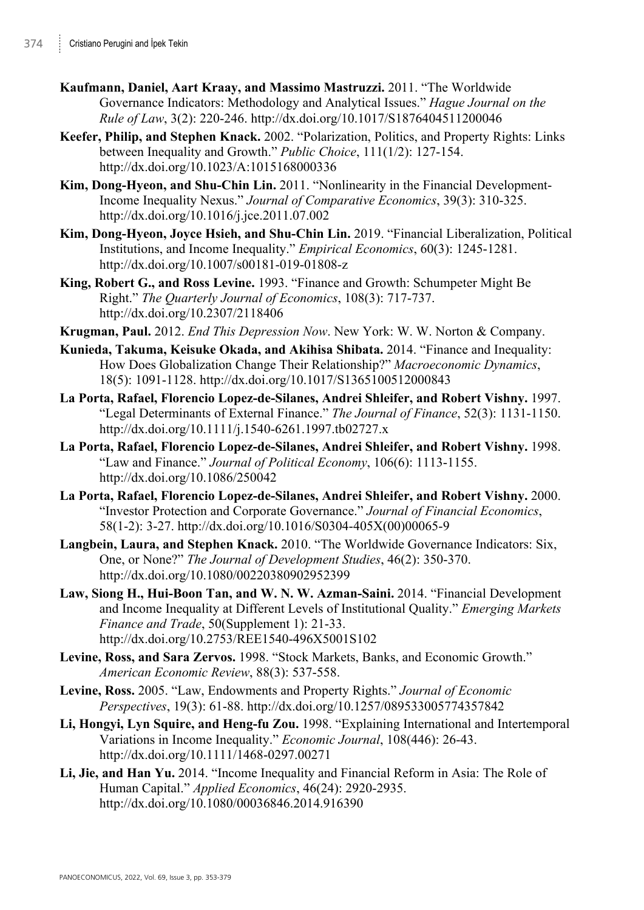**Kaufmann, Daniel, Aart Kraay, and Massimo Mastruzzi.** 2011. "The Worldwide Governance Indicators: Methodology and Analytical Issues." *Hague Journal on the Rule of Law*, 3(2): 220-246. http://dx.doi.org/10.1017/S1876404511200046

**Keefer, Philip, and Stephen Knack.** 2002. "Polarization, Politics, and Property Rights: Links between Inequality and Growth." *Public Choice*, 111(1/2): 127-154. http://dx.doi.org/10.1023/A:1015168000336

**Kim, Dong-Hyeon, and Shu-Chin Lin.** 2011. "Nonlinearity in the Financial Development-Income Inequality Nexus." *Journal of Comparative Economics*, 39(3): 310-325. http://dx.doi.org/10.1016/j.jce.2011.07.002

**Kim, Dong-Hyeon, Joyce Hsieh, and Shu-Chin Lin.** 2019. "Financial Liberalization, Political Institutions, and Income Inequality." *Empirical Economics*, 60(3): 1245-1281. http://dx.doi.org/10.1007/s00181-019-01808-z

**King, Robert G., and Ross Levine.** 1993. "Finance and Growth: Schumpeter Might Be Right." *The Quarterly Journal of Economics*, 108(3): 717-737. http://dx.doi.org/10.2307/2118406

**Krugman, Paul.** 2012. *End This Depression Now*. New York: W. W. Norton & Company.

**Kunieda, Takuma, Keisuke Okada, and Akihisa Shibata.** 2014. "Finance and Inequality: How Does Globalization Change Their Relationship?" *Macroeconomic Dynamics*, 18(5): 1091-1128. http://dx.doi.org/10.1017/S1365100512000843

**La Porta, Rafael, Florencio Lopez-de-Silanes, Andrei Shleifer, and Robert Vishny.** 1997. "Legal Determinants of External Finance." *The Journal of Finance*, 52(3): 1131-1150. http://dx.doi.org/10.1111/j.1540-6261.1997.tb02727.x

**La Porta, Rafael, Florencio Lopez-de-Silanes, Andrei Shleifer, and Robert Vishny.** 1998. "Law and Finance." *Journal of Political Economy*, 106(6): 1113-1155. http://dx.doi.org/10.1086/250042

**La Porta, Rafael, Florencio Lopez-de-Silanes, Andrei Shleifer, and Robert Vishny.** 2000. "Investor Protection and Corporate Governance." *Journal of Financial Economics*, 58(1-2): 3-27. http://dx.doi.org/10.1016/S0304-405X(00)00065-9

**Langbein, Laura, and Stephen Knack.** 2010. "The Worldwide Governance Indicators: Six, One, or None?" *The Journal of Development Studies*, 46(2): 350-370. http://dx.doi.org/10.1080/00220380902952399

**Law, Siong H., Hui-Boon Tan, and W. N. W. Azman-Saini.** 2014. "Financial Development and Income Inequality at Different Levels of Institutional Quality." *Emerging Markets Finance and Trade*, 50(Supplement 1): 21-33. http://dx.doi.org/10.2753/REE1540-496X5001S102

**Levine, Ross, and Sara Zervos.** 1998. "Stock Markets, Banks, and Economic Growth." *American Economic Review*, 88(3): 537-558.

**Levine, Ross.** 2005. "Law, Endowments and Property Rights." *Journal of Economic Perspectives*, 19(3): 61-88. http://dx.doi.org/10.1257/089533005774357842

**Li, Hongyi, Lyn Squire, and Heng-fu Zou.** 1998. "Explaining International and Intertemporal Variations in Income Inequality." *Economic Journal*, 108(446): 26-43. http://dx.doi.org/10.1111/1468-0297.00271

**Li, Jie, and Han Yu.** 2014. "Income Inequality and Financial Reform in Asia: The Role of Human Capital." *Applied Economics*, 46(24): 2920-2935. http://dx.doi.org/10.1080/00036846.2014.916390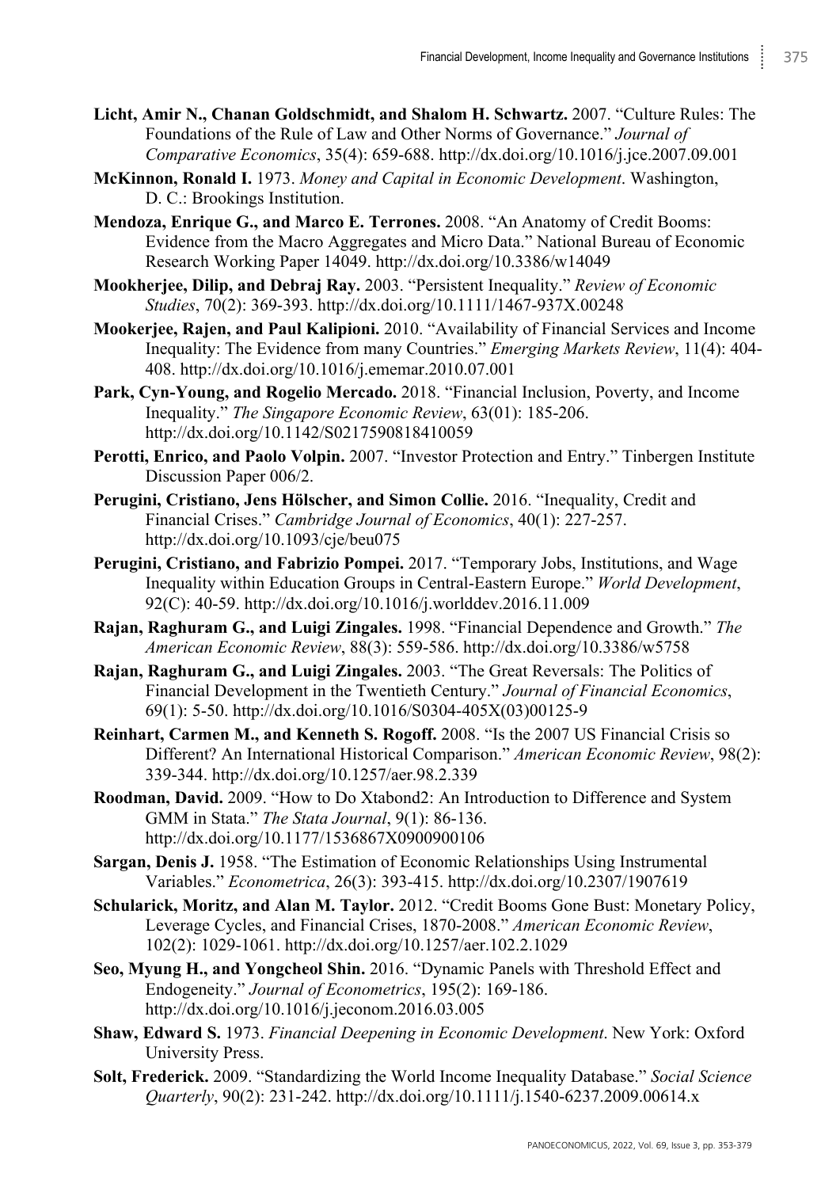**Licht, Amir N., Chanan Goldschmidt, and Shalom H. Schwartz.** 2007. "Culture Rules: The Foundations of the Rule of Law and Other Norms of Governance." *Journal of Comparative Economics*, 35(4): 659-688. http://dx.doi.org/10.1016/j.jce.2007.09.001

**McKinnon, Ronald I.** 1973. *Money and Capital in Economic Development*. Washington, D. C.: Brookings Institution.

**Mendoza, Enrique G., and Marco E. Terrones.** 2008. "An Anatomy of Credit Booms: Evidence from the Macro Aggregates and Micro Data." National Bureau of Economic Research Working Paper 14049. http://dx.doi.org/10.3386/w14049

**Mookherjee, Dilip, and Debraj Ray.** 2003. "Persistent Inequality." *Review of Economic Studies*, 70(2): 369-393. http://dx.doi.org/10.1111/1467-937X.00248

**Mookerjee, Rajen, and Paul Kalipioni.** 2010. "Availability of Financial Services and Income Inequality: The Evidence from many Countries." *Emerging Markets Review*, 11(4): 404-408. http://dx.doi.org/10.1016/j.ememar.2010.07.001

**Park, Cyn-Young, and Rogelio Mercado.** 2018. "Financial Inclusion, Poverty, and Income Inequality." *The Singapore Economic Review*, 63(01): 185-206. http://dx.doi.org/10.1142/S0217590818410059

**Perotti, Enrico, and Paolo Volpin.** 2007. "Investor Protection and Entry." Tinbergen Institute Discussion Paper 006/2.

**Perugini, Cristiano, Jens Hölscher, and Simon Collie.** 2016. "Inequality, Credit and Financial Crises." *Cambridge Journal of Economics*, 40(1): 227-257. http://dx.doi.org/10.1093/cje/beu075

**Perugini, Cristiano, and Fabrizio Pompei.** 2017. "Temporary Jobs, Institutions, and Wage Inequality within Education Groups in Central-Eastern Europe." *World Development*, 92(C): 40-59. http://dx.doi.org/10.1016/j.worlddev.2016.11.009

**Rajan, Raghuram G., and Luigi Zingales.** 1998. "Financial Dependence and Growth." *The American Economic Review*, 88(3): 559-586. http://dx.doi.org/10.3386/w5758

**Rajan, Raghuram G., and Luigi Zingales.** 2003. "The Great Reversals: The Politics of Financial Development in the Twentieth Century." *Journal of Financial Economics*, 69(1): 5-50. http://dx.doi.org/10.1016/S0304-405X(03)00125-9

**Reinhart, Carmen M., and Kenneth S. Rogoff.** 2008. "Is the 2007 US Financial Crisis so Different? An International Historical Comparison." *American Economic Review*, 98(2): 339-344. http://dx.doi.org/10.1257/aer.98.2.339

**Roodman, David.** 2009. "How to Do Xtabond2: An Introduction to Difference and System GMM in Stata." *The Stata Journal*, 9(1): 86-136. http://dx.doi.org/10.1177/1536867X0900900106

**Sargan, Denis J.** 1958. "The Estimation of Economic Relationships Using Instrumental Variables." *Econometrica*, 26(3): 393-415. http://dx.doi.org/10.2307/1907619

**Schularick, Moritz, and Alan M. Taylor.** 2012. "Credit Booms Gone Bust: Monetary Policy, Leverage Cycles, and Financial Crises, 1870-2008." *American Economic Review*, 102(2): 1029-1061. http://dx.doi.org/10.1257/aer.102.2.1029

**Seo, Myung H., and Yongcheol Shin.** 2016. "Dynamic Panels with Threshold Effect and Endogeneity." *Journal of Econometrics*, 195(2): 169-186. http://dx.doi.org/10.1016/j.jeconom.2016.03.005

**Shaw, Edward S.** 1973. *Financial Deepening in Economic Development*. New York: Oxford University Press.

**Solt, Frederick.** 2009. "Standardizing the World Income Inequality Database." *Social Science Quarterly*, 90(2): 231-242. http://dx.doi.org/10.1111/j.1540-6237.2009.00614.x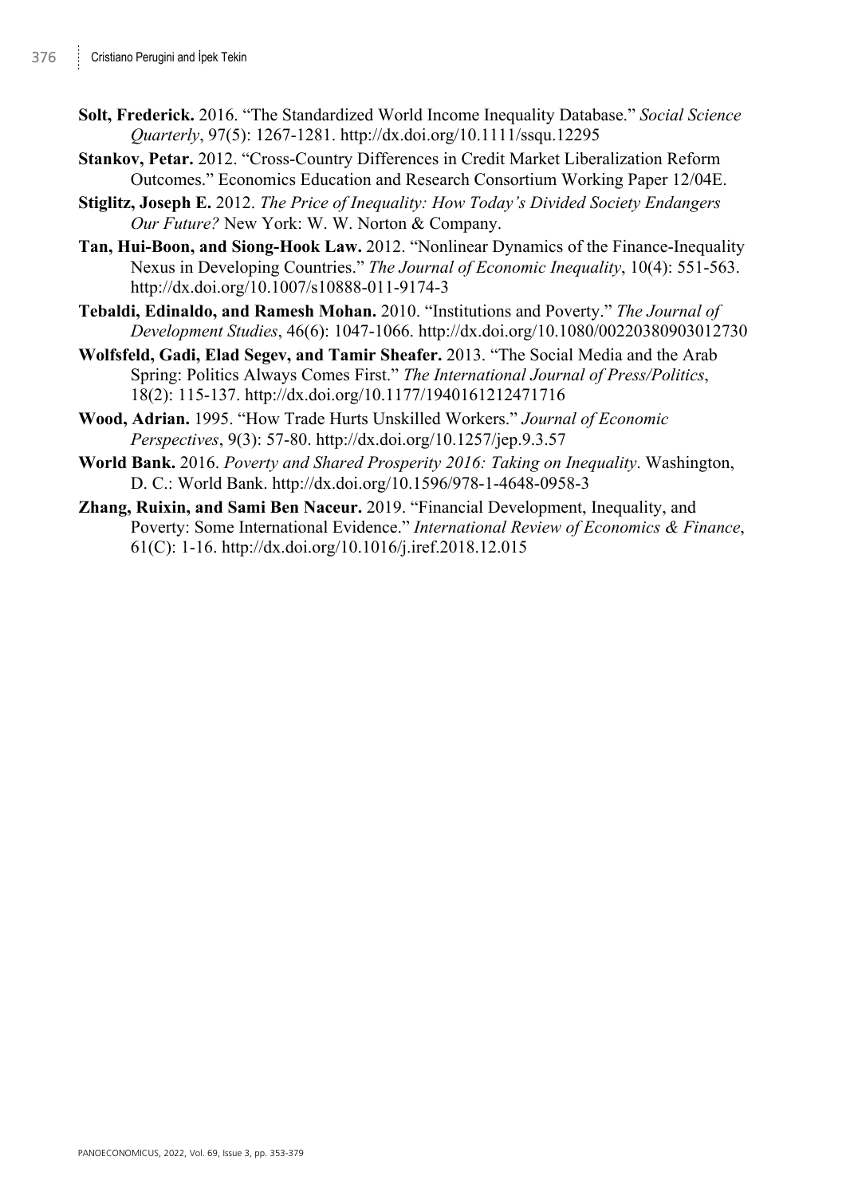**Solt, Frederick.** 2016. "The Standardized World Income Inequality Database." *Social Science Quarterly*, 97(5): 1267-1281. http://dx.doi.org/10.1111/ssqu.12295

**Stankov, Petar.** 2012. "Cross-Country Differences in Credit Market Liberalization Reform Outcomes." Economics Education and Research Consortium Working Paper 12/04E.

**Stiglitz, Joseph E.** 2012. *The Price of Inequality: How Today's Divided Society Endangers Our Future?* New York: W. W. Norton & Company.

**Tan, Hui-Boon, and Siong-Hook Law.** 2012. "Nonlinear Dynamics of the Finance-Inequality Nexus in Developing Countries." *The Journal of Economic Inequality*, 10(4): 551-563. http://dx.doi.org/10.1007/s10888-011-9174-3

**Tebaldi, Edinaldo, and Ramesh Mohan.** 2010. "Institutions and Poverty." *The Journal of Development Studies*, 46(6): 1047-1066. http://dx.doi.org/10.1080/00220380903012730

**Wolfsfeld, Gadi, Elad Segev, and Tamir Sheafer.** 2013. "The Social Media and the Arab Spring: Politics Always Comes First." *The International Journal of Press/Politics*, 18(2): 115-137. http://dx.doi.org/10.1177/1940161212471716

**Wood, Adrian.** 1995. "How Trade Hurts Unskilled Workers." *Journal of Economic Perspectives*, 9(3): 57-80. http://dx.doi.org/10.1257/jep.9.3.57

**World Bank.** 2016. *Poverty and Shared Prosperity 2016: Taking on Inequality*. Washington, D. C.: World Bank. http://dx.doi.org/10.1596/978-1-4648-0958-3

**Zhang, Ruixin, and Sami Ben Naceur.** 2019. "Financial Development, Inequality, and Poverty: Some International Evidence." *International Review of Economics & Finance*, 61(C): 1-16. http://dx.doi.org/10.1016/j.iref.2018.12.015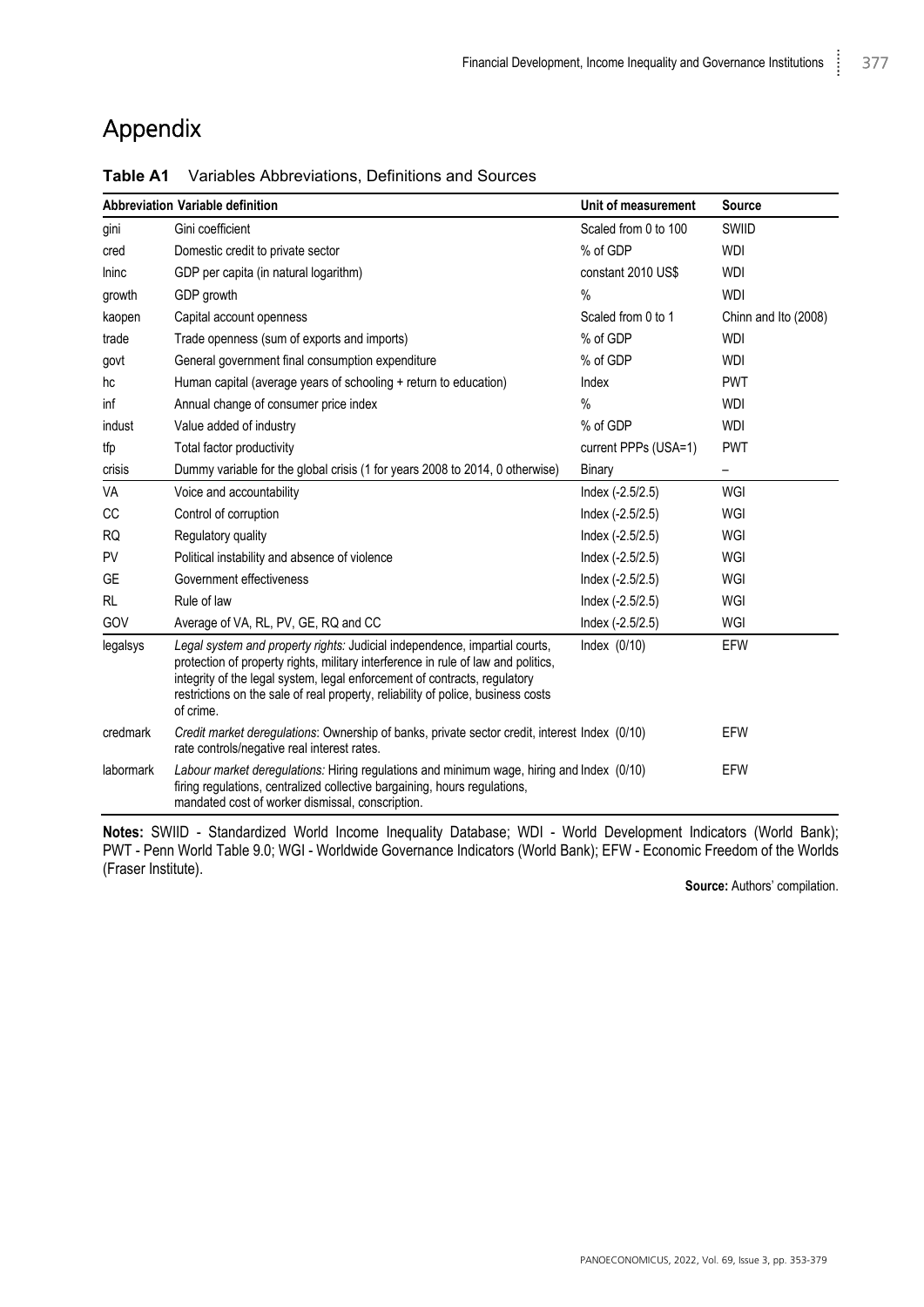# Appendix

**Table A1** Variables Abbreviations, Definitions and Sources

| Abbreviation | Variable definition | Unit of measurement | Source |
|---|---|---|---|
| gini | Gini coefficient | Scaled from 0 to 100 | SWIID |
| cred | Domestic credit to private sector | % of GDP | WDI |
| lninc | GDP per capita (in natural logarithm) | constant 2010 US$ | WDI |
| growth | GDP growth | % | WDI |
| kaopen | Capital account openness | Scaled from 0 to 1 | Chinn and Ito (2008) |
| trade | Trade openness (sum of exports and imports) | % of GDP | WDI |
| govt | General government final consumption expenditure | % of GDP | WDI |
| hc | Human capital (average years of schooling + return to education) | Index | PWT |
| inf | Annual change of consumer price index | % | WDI |
| indust | Value added of industry | % of GDP | WDI |
| tfp | Total factor productivity | current PPPs (USA=1) | PWT |
| crisis | Dummy variable for the global crisis (1 for years 2008 to 2014, 0 otherwise) | Binary | – |
| VA | Voice and accountability | Index (-2.5/2.5) | WGI |
| CC | Control of corruption | Index (-2.5/2.5) | WGI |
| RQ | Regulatory quality | Index (-2.5/2.5) | WGI |
| PV | Political instability and absence of violence | Index (-2.5/2.5) | WGI |
| GE | Government effectiveness | Index (-2.5/2.5) | WGI |
| RL | Rule of law | Index (-2.5/2.5) | WGI |
| GOV | Average of VA, RL, PV, GE, RQ and CC | Index (-2.5/2.5) | WGI |
| legalsys | *Legal system and property rights:* Judicial independence, impartial courts, protection of property rights, military interference in rule of law and politics, integrity of the legal system, legal enforcement of contracts, regulatory restrictions on the sale of real property, reliability of police, business costs of crime. | Index (0/10) | EFW |
| credmark | *Credit market deregulations*: Ownership of banks, private sector credit, interest rate controls/negative real interest rates. | Index (0/10) | EFW |
| labormark | *Labour market deregulations:* Hiring regulations and minimum wage, hiring and firing regulations, centralized collective bargaining, hours regulations, mandated cost of worker dismissal, conscription. | Index (0/10) | EFW |

**Notes:** SWIID - Standardized World Income Inequality Database; WDI - World Development Indicators (World Bank); PWT - Penn World Table 9.0; WGI - Worldwide Governance Indicators (World Bank); EFW - Economic Freedom of the Worlds (Fraser Institute).

**Source:** Authors' compilation.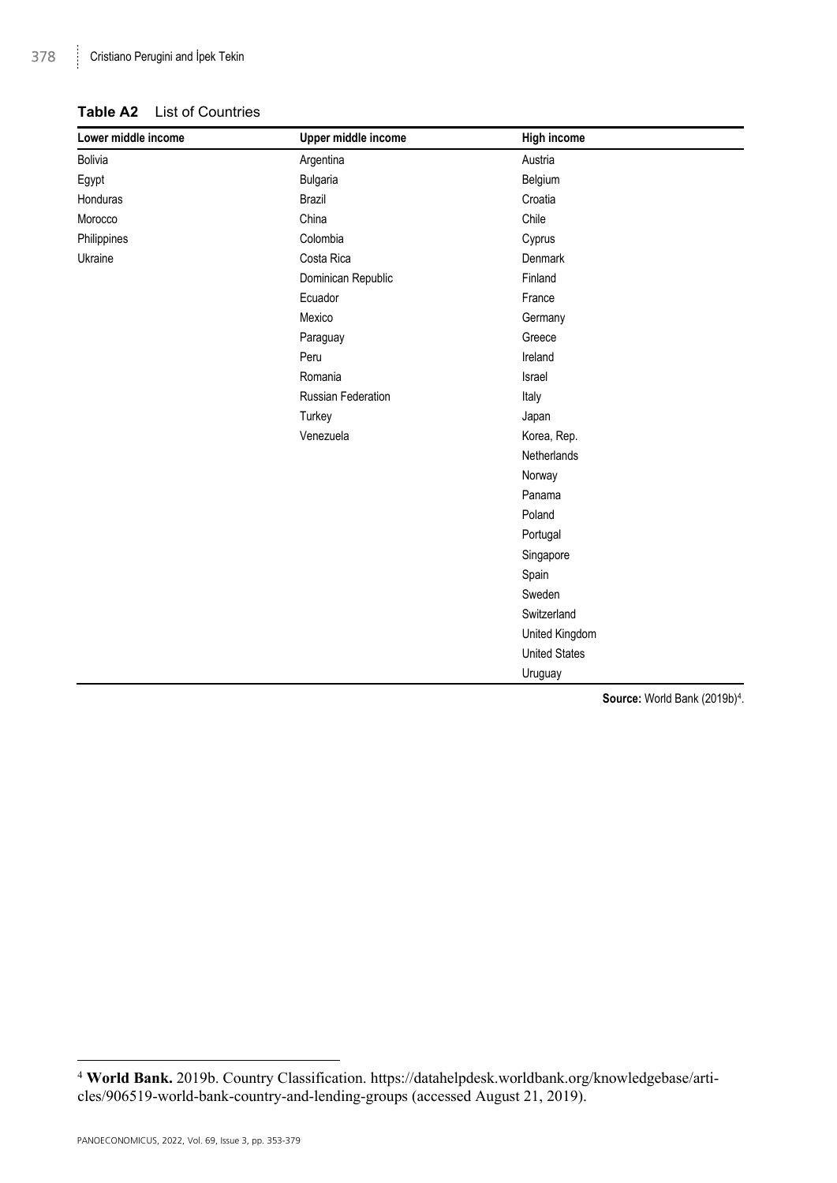**Table A2** List of Countries

| Lower middle income | Upper middle income | High income |
|---|---|---|
| Bolivia | Argentina | Austria |
| Egypt | Bulgaria | Belgium |
| Honduras | Brazil | Croatia |
| Morocco | China | Chile |
| Philippines | Colombia | Cyprus |
| Ukraine | Costa Rica | Denmark |
| | Dominican Republic | Finland |
| | Ecuador | France |
| | Mexico | Germany |
| | Paraguay | Greece |
| | Peru | Ireland |
| | Romania | Israel |
| | Russian Federation | Italy |
| | Turkey | Japan |
| | Venezuela | Korea, Rep. |
| | | Netherlands |
| | | Norway |
| | | Panama |
| | | Poland |
| | | Portugal |
| | | Singapore |
| | | Spain |
| | | Sweden |
| | | Switzerland |
| | | United Kingdom |
| | | United States |
| | | Uruguay |

**Source:** World Bank (2019b)[4].

[4] **World Bank.** 2019b. Country Classification. https://datahelpdesk.worldbank.org/knowledgebase/articles/906519-world-bank-country-and-lending-groups (accessed August 21, 2019).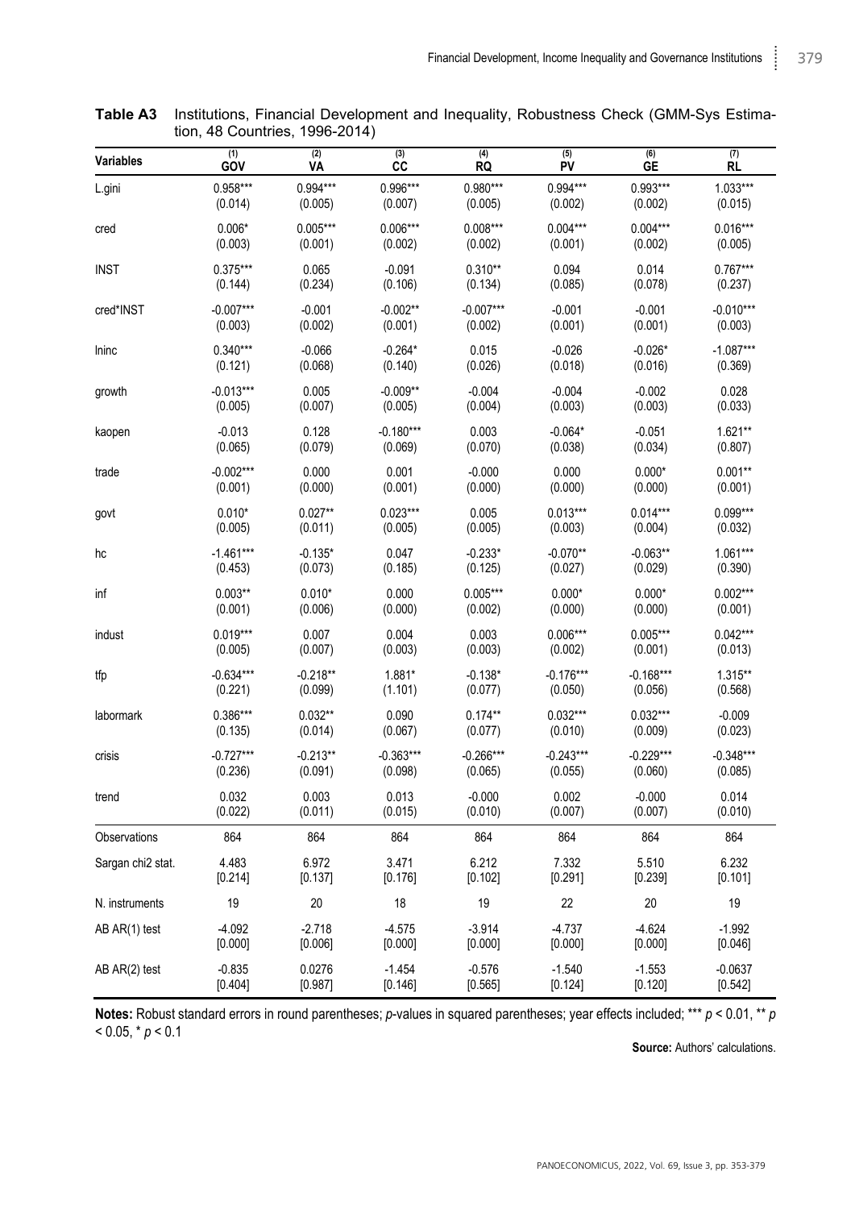**Table A3** Institutions, Financial Development and Inequality, Robustness Check (GMM-Sys Estimation, 48 Countries, 1996-2014)

| Variables | (1) GOV | (2) VA | (3) CC | (4) RQ | (5) PV | (6) GE | (7) RL |
|---|---|---|---|---|---|---|---|
| L.gini | 0.958*** | 0.994*** | 0.996*** | 0.980*** | 0.994*** | 0.993*** | 1.033*** |
| | (0.014) | (0.005) | (0.007) | (0.005) | (0.002) | (0.002) | (0.015) |
| cred | 0.006* | 0.005*** | 0.006*** | 0.008*** | 0.004*** | 0.004*** | 0.016*** |
| | (0.003) | (0.001) | (0.002) | (0.002) | (0.001) | (0.002) | (0.005) |
| INST | 0.375*** | 0.065 | -0.091 | 0.310** | 0.094 | 0.014 | 0.767*** |
| | (0.144) | (0.234) | (0.106) | (0.134) | (0.085) | (0.078) | (0.237) |
| cred*INST | -0.007*** | -0.001 | -0.002** | -0.007*** | -0.001 | -0.001 | -0.010*** |
| | (0.003) | (0.002) | (0.001) | (0.002) | (0.001) | (0.001) | (0.003) |
| lninc | 0.340*** | -0.066 | -0.264* | 0.015 | -0.026 | -0.026* | -1.087*** |
| | (0.121) | (0.068) | (0.140) | (0.026) | (0.018) | (0.016) | (0.369) |
| growth | -0.013*** | 0.005 | -0.009** | -0.004 | -0.004 | -0.002 | 0.028 |
| | (0.005) | (0.007) | (0.005) | (0.004) | (0.003) | (0.003) | (0.033) |
| kaopen | -0.013 | 0.128 | -0.180*** | 0.003 | -0.064* | -0.051 | 1.621** |
| | (0.065) | (0.079) | (0.069) | (0.070) | (0.038) | (0.034) | (0.807) |
| trade | -0.002*** | 0.000 | 0.001 | -0.000 | 0.000 | 0.000* | 0.001** |
| | (0.001) | (0.000) | (0.001) | (0.000) | (0.000) | (0.000) | (0.001) |
| govt | 0.010* | 0.027** | 0.023*** | 0.005 | 0.013*** | 0.014*** | 0.099*** |
| | (0.005) | (0.011) | (0.005) | (0.005) | (0.003) | (0.004) | (0.032) |
| hc | -1.461*** | -0.135* | 0.047 | -0.233* | -0.070** | -0.063** | 1.061*** |
| | (0.453) | (0.073) | (0.185) | (0.125) | (0.027) | (0.029) | (0.390) |
| inf | 0.003** | 0.010* | 0.000 | 0.005*** | 0.000* | 0.000* | 0.002*** |
| | (0.001) | (0.006) | (0.000) | (0.002) | (0.000) | (0.000) | (0.001) |
| indust | 0.019*** | 0.007 | 0.004 | 0.003 | 0.006*** | 0.005*** | 0.042*** |
| | (0.005) | (0.007) | (0.003) | (0.003) | (0.002) | (0.001) | (0.013) |
| tfp | -0.634*** | -0.218** | 1.881* | -0.138* | -0.176*** | -0.168*** | 1.315** |
| | (0.221) | (0.099) | (1.101) | (0.077) | (0.050) | (0.056) | (0.568) |
| labormark | 0.386*** | 0.032** | 0.090 | 0.174** | 0.032*** | 0.032*** | -0.009 |
| | (0.135) | (0.014) | (0.067) | (0.077) | (0.010) | (0.009) | (0.023) |
| crisis | -0.727*** | -0.213** | -0.363*** | -0.266*** | -0.243*** | -0.229*** | -0.348*** |
| | (0.236) | (0.091) | (0.098) | (0.065) | (0.055) | (0.060) | (0.085) |
| trend | 0.032 | 0.003 | 0.013 | -0.000 | 0.002 | -0.000 | 0.014 |
| | (0.022) | (0.011) | (0.015) | (0.010) | (0.007) | (0.007) | (0.010) |
| Observations | 864 | 864 | 864 | 864 | 864 | 864 | 864 |
| Sargan chi2 stat. | 4.483 | 6.972 | 3.471 | 6.212 | 7.332 | 5.510 | 6.232 |
| | [0.214] | [0.137] | [0.176] | [0.102] | [0.291] | [0.239] | [0.101] |
| N. instruments | 19 | 20 | 18 | 19 | 22 | 20 | 19 |
| AB AR(1) test | -4.092 | -2.718 | -4.575 | -3.914 | -4.737 | -4.624 | -1.992 |
| | [0.000] | [0.006] | [0.000] | [0.000] | [0.000] | [0.000] | [0.046] |
| AB AR(2) test | -0.835 | 0.0276 | -1.454 | -0.576 | -1.540 | -1.553 | -0.0637 |
| | [0.404] | [0.987] | [0.146] | [0.565] | [0.124] | [0.120] | [0.542] |

**Notes:** Robust standard errors in round parentheses; *p*-values in squared parentheses; year effects included; *** $p < 0.01$, ** $p < 0.05$, * $p < 0.1$

**Source:** Authors' calculations.